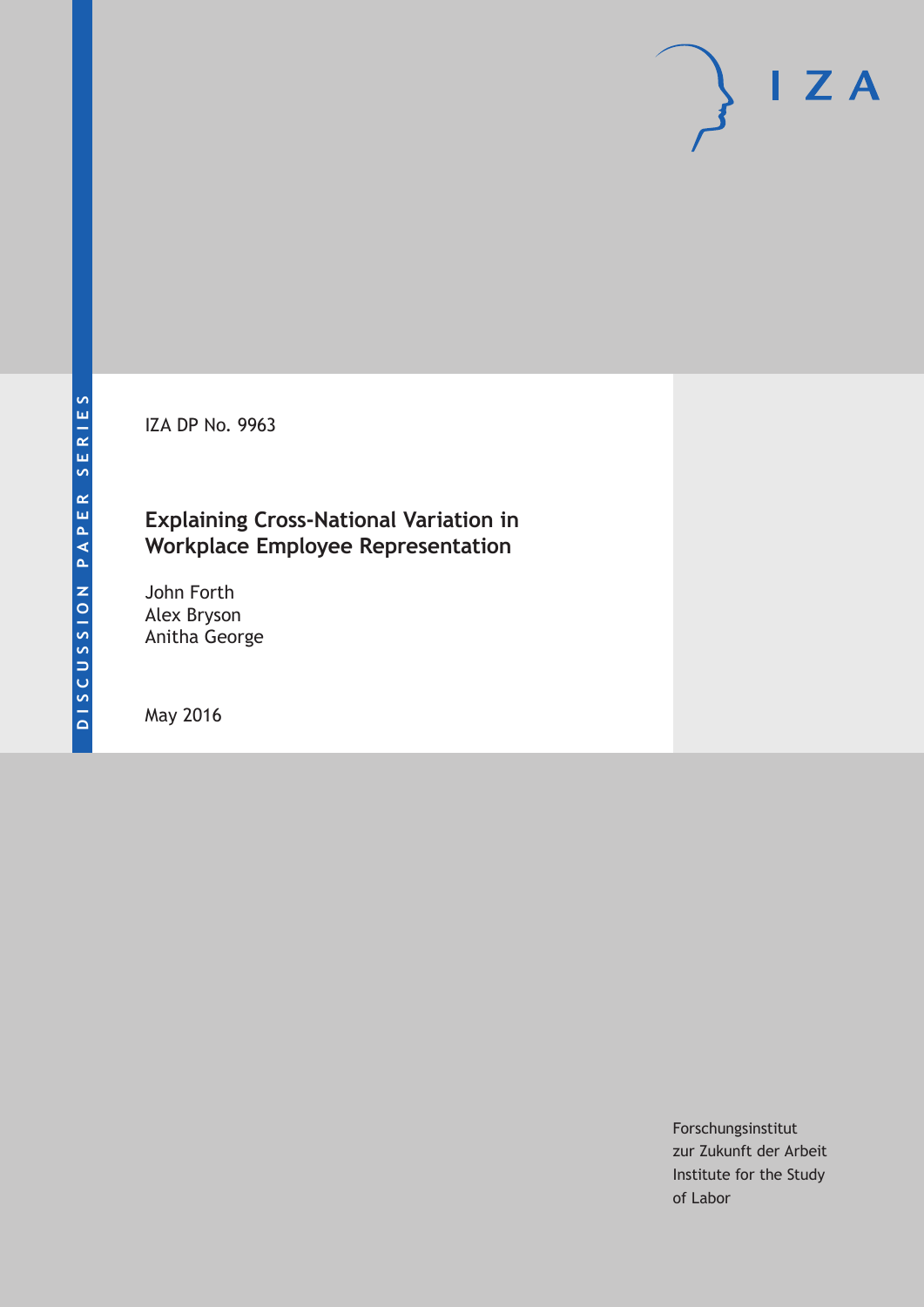IZA DP No. 9963

# Explaining Cross-National Variation in Workplace Employee Representation

John Forth
Alex Bryson
Anitha George

May 2016

Forschungsinstitut
zur Zukunft der Arbeit
Institute for the Study
of Labor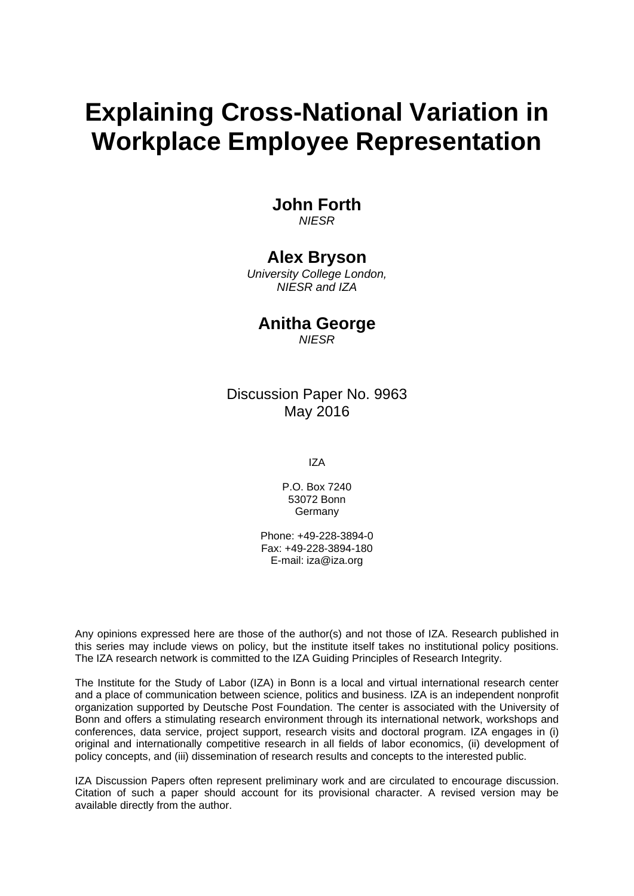# Explaining Cross-National Variation in Workplace Employee Representation

**John Forth**
*NIESR*

**Alex Bryson**
*University College London, NIESR and IZA*

**Anitha George**
*NIESR*

Discussion Paper No. 9963
May 2016

IZA

P.O. Box 7240
53072 Bonn
Germany

Phone: +49-228-3894-0
Fax: +49-228-3894-180
E-mail: iza@iza.org

Any opinions expressed here are those of the author(s) and not those of IZA. Research published in this series may include views on policy, but the institute itself takes no institutional policy positions. The IZA research network is committed to the IZA Guiding Principles of Research Integrity.

The Institute for the Study of Labor (IZA) in Bonn is a local and virtual international research center and a place of communication between science, politics and business. IZA is an independent nonprofit organization supported by Deutsche Post Foundation. The center is associated with the University of Bonn and offers a stimulating research environment through its international network, workshops and conferences, data service, project support, research visits and doctoral program. IZA engages in (i) original and internationally competitive research in all fields of labor economics, (ii) development of policy concepts, and (iii) dissemination of research results and concepts to the interested public.

IZA Discussion Papers often represent preliminary work and are circulated to encourage discussion. Citation of such a paper should account for its provisional character. A revised version may be available directly from the author.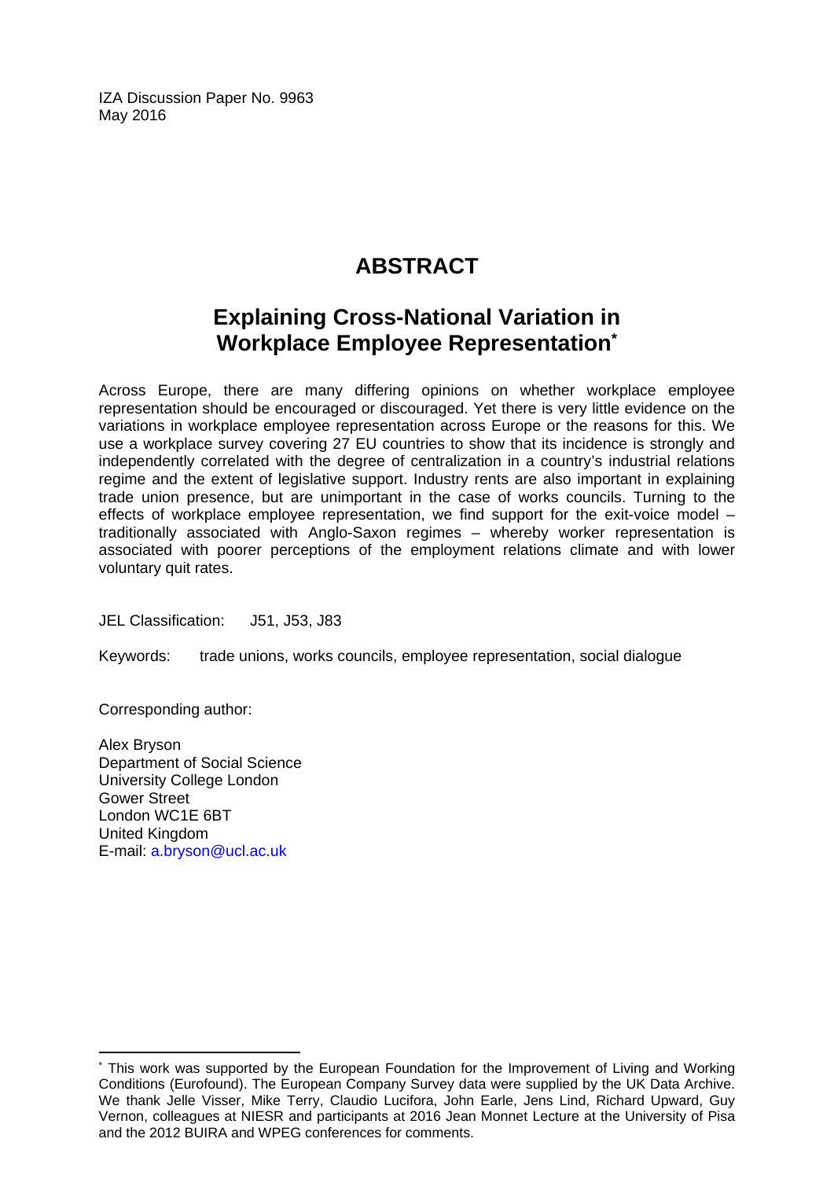IZA Discussion Paper No. 9963
May 2016

# ABSTRACT

## Explaining Cross-National Variation in Workplace Employee Representation*

Across Europe, there are many differing opinions on whether workplace employee representation should be encouraged or discouraged. Yet there is very little evidence on the variations in workplace employee representation across Europe or the reasons for this. We use a workplace survey covering 27 EU countries to show that its incidence is strongly and independently correlated with the degree of centralization in a country's industrial relations regime and the extent of legislative support. Industry rents are also important in explaining trade union presence, but are unimportant in the case of works councils. Turning to the effects of workplace employee representation, we find support for the exit-voice model – traditionally associated with Anglo-Saxon regimes – whereby worker representation is associated with poorer perceptions of the employment relations climate and with lower voluntary quit rates.

JEL Classification: J51, J53, J83

Keywords: trade unions, works councils, employee representation, social dialogue

Corresponding author:

Alex Bryson
Department of Social Science
University College London
Gower Street
London WC1E 6BT
United Kingdom
E-mail: a.bryson@ucl.ac.uk

---

* This work was supported by the European Foundation for the Improvement of Living and Working Conditions (Eurofound). The European Company Survey data were supplied by the UK Data Archive. We thank Jelle Visser, Mike Terry, Claudio Lucifora, John Earle, Jens Lind, Richard Upward, Guy Vernon, colleagues at NIESR and participants at 2016 Jean Monnet Lecture at the University of Pisa and the 2012 BUIRA and WPEG conferences for comments.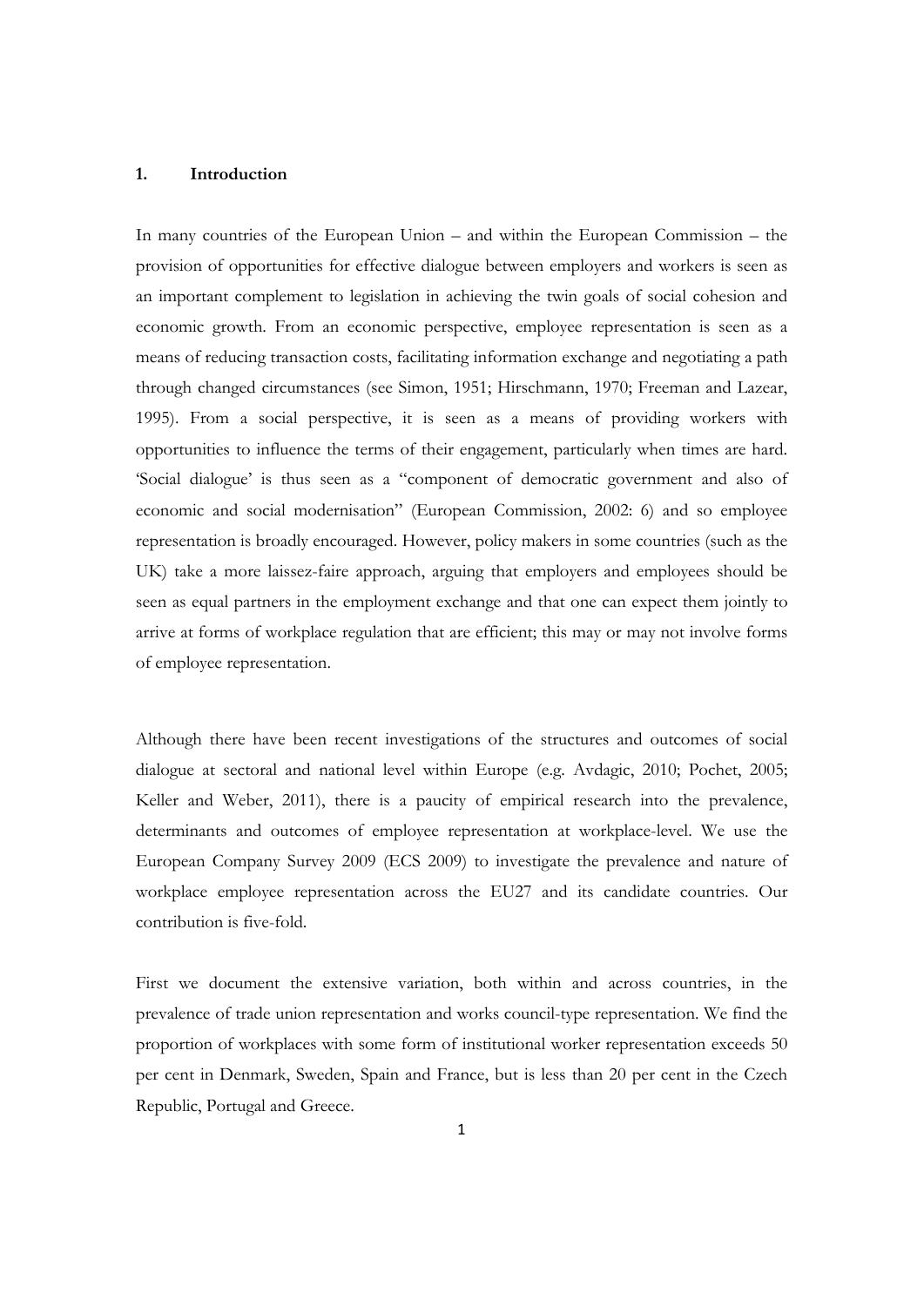## 1. Introduction

In many countries of the European Union – and within the European Commission – the provision of opportunities for effective dialogue between employers and workers is seen as an important complement to legislation in achieving the twin goals of social cohesion and economic growth. From an economic perspective, employee representation is seen as a means of reducing transaction costs, facilitating information exchange and negotiating a path through changed circumstances (see Simon, 1951; Hirschmann, 1970; Freeman and Lazear, 1995). From a social perspective, it is seen as a means of providing workers with opportunities to influence the terms of their engagement, particularly when times are hard. 'Social dialogue' is thus seen as a "component of democratic government and also of economic and social modernisation" (European Commission, 2002: 6) and so employee representation is broadly encouraged. However, policy makers in some countries (such as the UK) take a more laissez-faire approach, arguing that employers and employees should be seen as equal partners in the employment exchange and that one can expect them jointly to arrive at forms of workplace regulation that are efficient; this may or may not involve forms of employee representation.

Although there have been recent investigations of the structures and outcomes of social dialogue at sectoral and national level within Europe (e.g. Avdagic, 2010; Pochet, 2005; Keller and Weber, 2011), there is a paucity of empirical research into the prevalence, determinants and outcomes of employee representation at workplace-level. We use the European Company Survey 2009 (ECS 2009) to investigate the prevalence and nature of workplace employee representation across the EU27 and its candidate countries. Our contribution is five-fold.

First we document the extensive variation, both within and across countries, in the prevalence of trade union representation and works council-type representation. We find the proportion of workplaces with some form of institutional worker representation exceeds 50 per cent in Denmark, Sweden, Spain and France, but is less than 20 per cent in the Czech Republic, Portugal and Greece.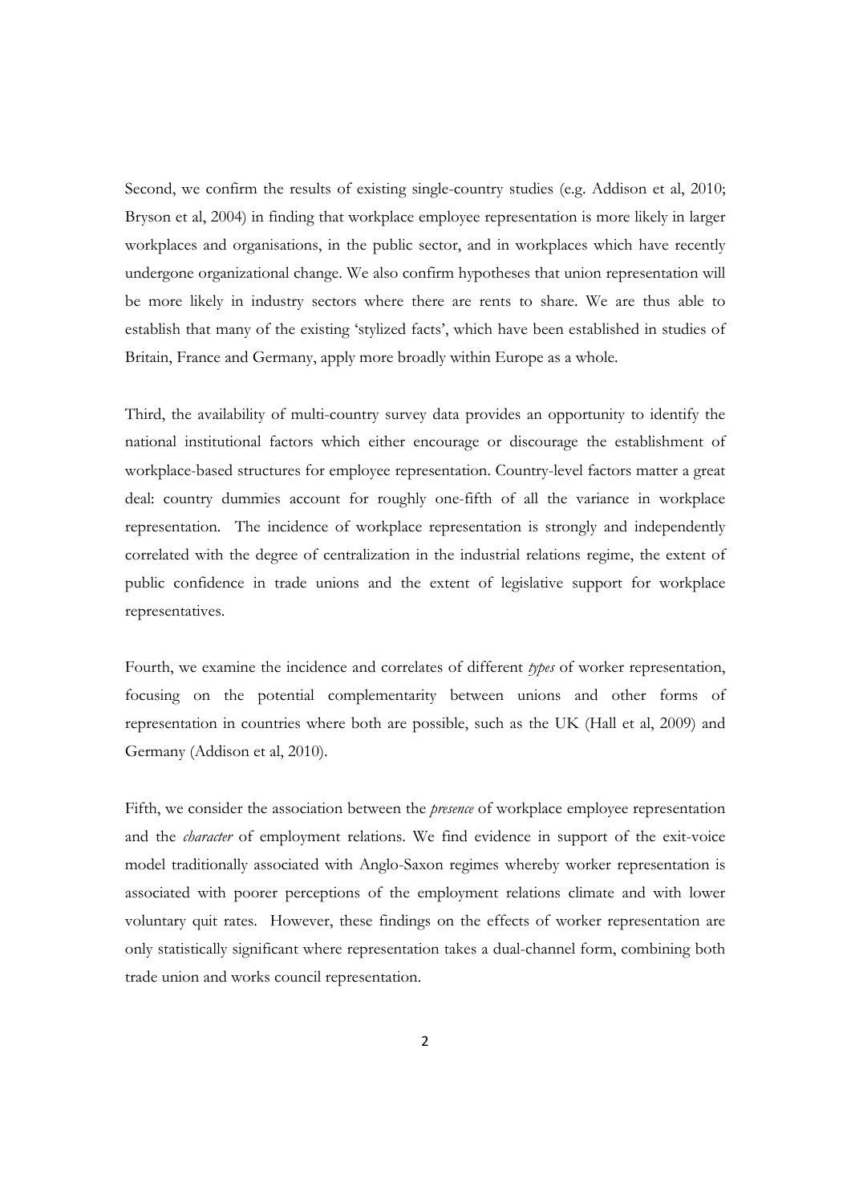Second, we confirm the results of existing single-country studies (e.g. Addison et al, 2010; Bryson et al, 2004) in finding that workplace employee representation is more likely in larger workplaces and organisations, in the public sector, and in workplaces which have recently undergone organizational change. We also confirm hypotheses that union representation will be more likely in industry sectors where there are rents to share. We are thus able to establish that many of the existing 'stylized facts', which have been established in studies of Britain, France and Germany, apply more broadly within Europe as a whole.

Third, the availability of multi-country survey data provides an opportunity to identify the national institutional factors which either encourage or discourage the establishment of workplace-based structures for employee representation. Country-level factors matter a great deal: country dummies account for roughly one-fifth of all the variance in workplace representation. The incidence of workplace representation is strongly and independently correlated with the degree of centralization in the industrial relations regime, the extent of public confidence in trade unions and the extent of legislative support for workplace representatives.

Fourth, we examine the incidence and correlates of different *types* of worker representation, focusing on the potential complementarity between unions and other forms of representation in countries where both are possible, such as the UK (Hall et al, 2009) and Germany (Addison et al, 2010).

Fifth, we consider the association between the *presence* of workplace employee representation and the *character* of employment relations. We find evidence in support of the exit-voice model traditionally associated with Anglo-Saxon regimes whereby worker representation is associated with poorer perceptions of the employment relations climate and with lower voluntary quit rates. However, these findings on the effects of worker representation are only statistically significant where representation takes a dual-channel form, combining both trade union and works council representation.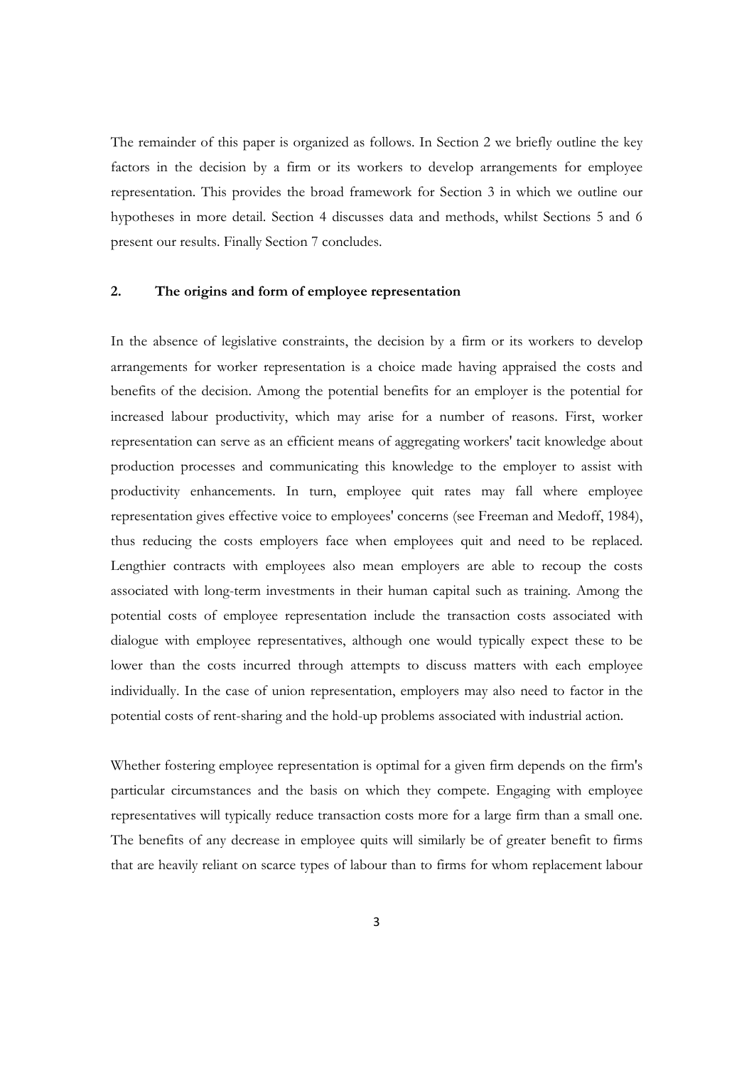The remainder of this paper is organized as follows. In Section 2 we briefly outline the key factors in the decision by a firm or its workers to develop arrangements for employee representation. This provides the broad framework for Section 3 in which we outline our hypotheses in more detail. Section 4 discusses data and methods, whilst Sections 5 and 6 present our results. Finally Section 7 concludes.

## 2. The origins and form of employee representation

In the absence of legislative constraints, the decision by a firm or its workers to develop arrangements for worker representation is a choice made having appraised the costs and benefits of the decision. Among the potential benefits for an employer is the potential for increased labour productivity, which may arise for a number of reasons. First, worker representation can serve as an efficient means of aggregating workers' tacit knowledge about production processes and communicating this knowledge to the employer to assist with productivity enhancements. In turn, employee quit rates may fall where employee representation gives effective voice to employees' concerns (see Freeman and Medoff, 1984), thus reducing the costs employers face when employees quit and need to be replaced. Lengthier contracts with employees also mean employers are able to recoup the costs associated with long-term investments in their human capital such as training. Among the potential costs of employee representation include the transaction costs associated with dialogue with employee representatives, although one would typically expect these to be lower than the costs incurred through attempts to discuss matters with each employee individually. In the case of union representation, employers may also need to factor in the potential costs of rent-sharing and the hold-up problems associated with industrial action.

Whether fostering employee representation is optimal for a given firm depends on the firm's particular circumstances and the basis on which they compete. Engaging with employee representatives will typically reduce transaction costs more for a large firm than a small one. The benefits of any decrease in employee quits will similarly be of greater benefit to firms that are heavily reliant on scarce types of labour than to firms for whom replacement labour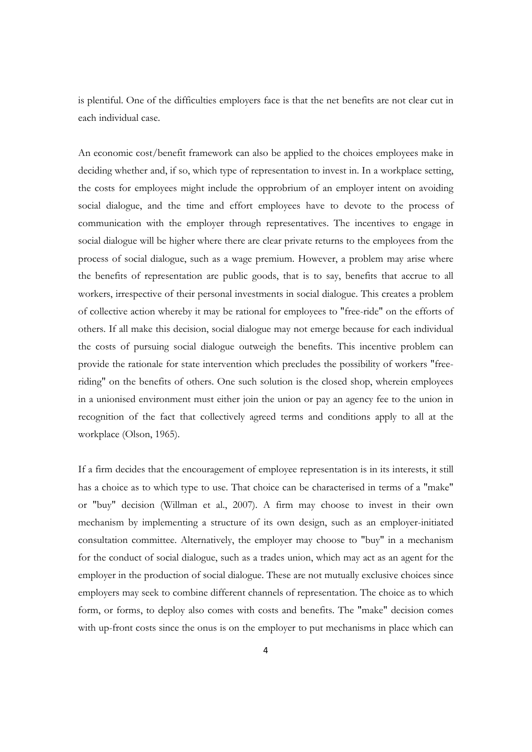is plentiful. One of the difficulties employers face is that the net benefits are not clear cut in each individual case.

An economic cost/benefit framework can also be applied to the choices employees make in deciding whether and, if so, which type of representation to invest in. In a workplace setting, the costs for employees might include the opprobrium of an employer intent on avoiding social dialogue, and the time and effort employees have to devote to the process of communication with the employer through representatives. The incentives to engage in social dialogue will be higher where there are clear private returns to the employees from the process of social dialogue, such as a wage premium. However, a problem may arise where the benefits of representation are public goods, that is to say, benefits that accrue to all workers, irrespective of their personal investments in social dialogue. This creates a problem of collective action whereby it may be rational for employees to "free-ride" on the efforts of others. If all make this decision, social dialogue may not emerge because for each individual the costs of pursuing social dialogue outweigh the benefits. This incentive problem can provide the rationale for state intervention which precludes the possibility of workers "free-riding" on the benefits of others. One such solution is the closed shop, wherein employees in a unionised environment must either join the union or pay an agency fee to the union in recognition of the fact that collectively agreed terms and conditions apply to all at the workplace (Olson, 1965).

If a firm decides that the encouragement of employee representation is in its interests, it still has a choice as to which type to use. That choice can be characterised in terms of a "make" or "buy" decision (Willman et al., 2007). A firm may choose to invest in their own mechanism by implementing a structure of its own design, such as an employer-initiated consultation committee. Alternatively, the employer may choose to "buy" in a mechanism for the conduct of social dialogue, such as a trades union, which may act as an agent for the employer in the production of social dialogue. These are not mutually exclusive choices since employers may seek to combine different channels of representation. The choice as to which form, or forms, to deploy also comes with costs and benefits. The "make" decision comes with up-front costs since the onus is on the employer to put mechanisms in place which can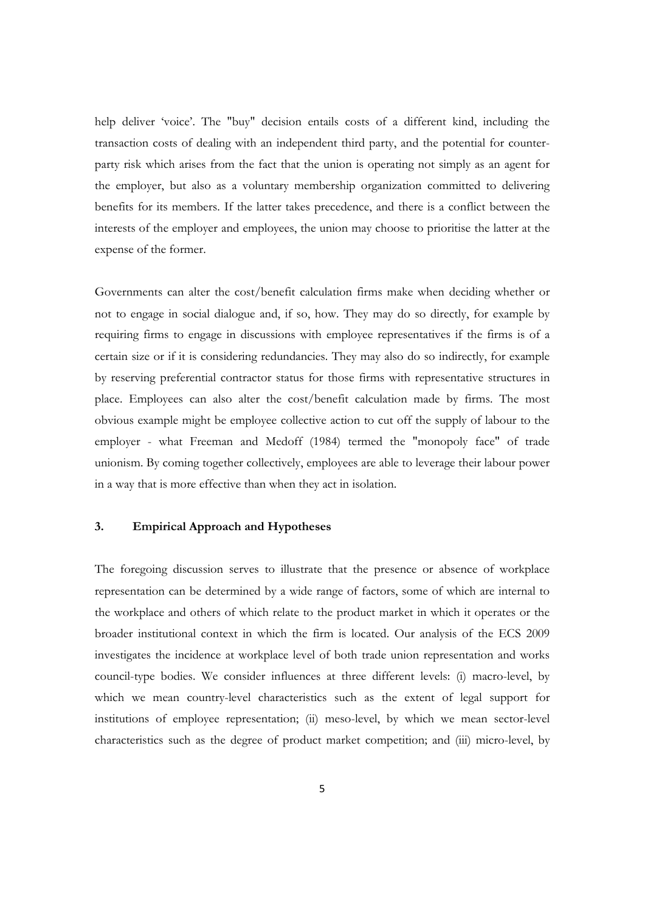help deliver 'voice'. The "buy" decision entails costs of a different kind, including the transaction costs of dealing with an independent third party, and the potential for counter-party risk which arises from the fact that the union is operating not simply as an agent for the employer, but also as a voluntary membership organization committed to delivering benefits for its members. If the latter takes precedence, and there is a conflict between the interests of the employer and employees, the union may choose to prioritise the latter at the expense of the former.

Governments can alter the cost/benefit calculation firms make when deciding whether or not to engage in social dialogue and, if so, how. They may do so directly, for example by requiring firms to engage in discussions with employee representatives if the firms is of a certain size or if it is considering redundancies. They may also do so indirectly, for example by reserving preferential contractor status for those firms with representative structures in place. Employees can also alter the cost/benefit calculation made by firms. The most obvious example might be employee collective action to cut off the supply of labour to the employer - what Freeman and Medoff (1984) termed the "monopoly face" of trade unionism. By coming together collectively, employees are able to leverage their labour power in a way that is more effective than when they act in isolation.

## 3. Empirical Approach and Hypotheses

The foregoing discussion serves to illustrate that the presence or absence of workplace representation can be determined by a wide range of factors, some of which are internal to the workplace and others of which relate to the product market in which it operates or the broader institutional context in which the firm is located. Our analysis of the ECS 2009 investigates the incidence at workplace level of both trade union representation and works council-type bodies. We consider influences at three different levels: (i) macro-level, by which we mean country-level characteristics such as the extent of legal support for institutions of employee representation; (ii) meso-level, by which we mean sector-level characteristics such as the degree of product market competition; and (iii) micro-level, by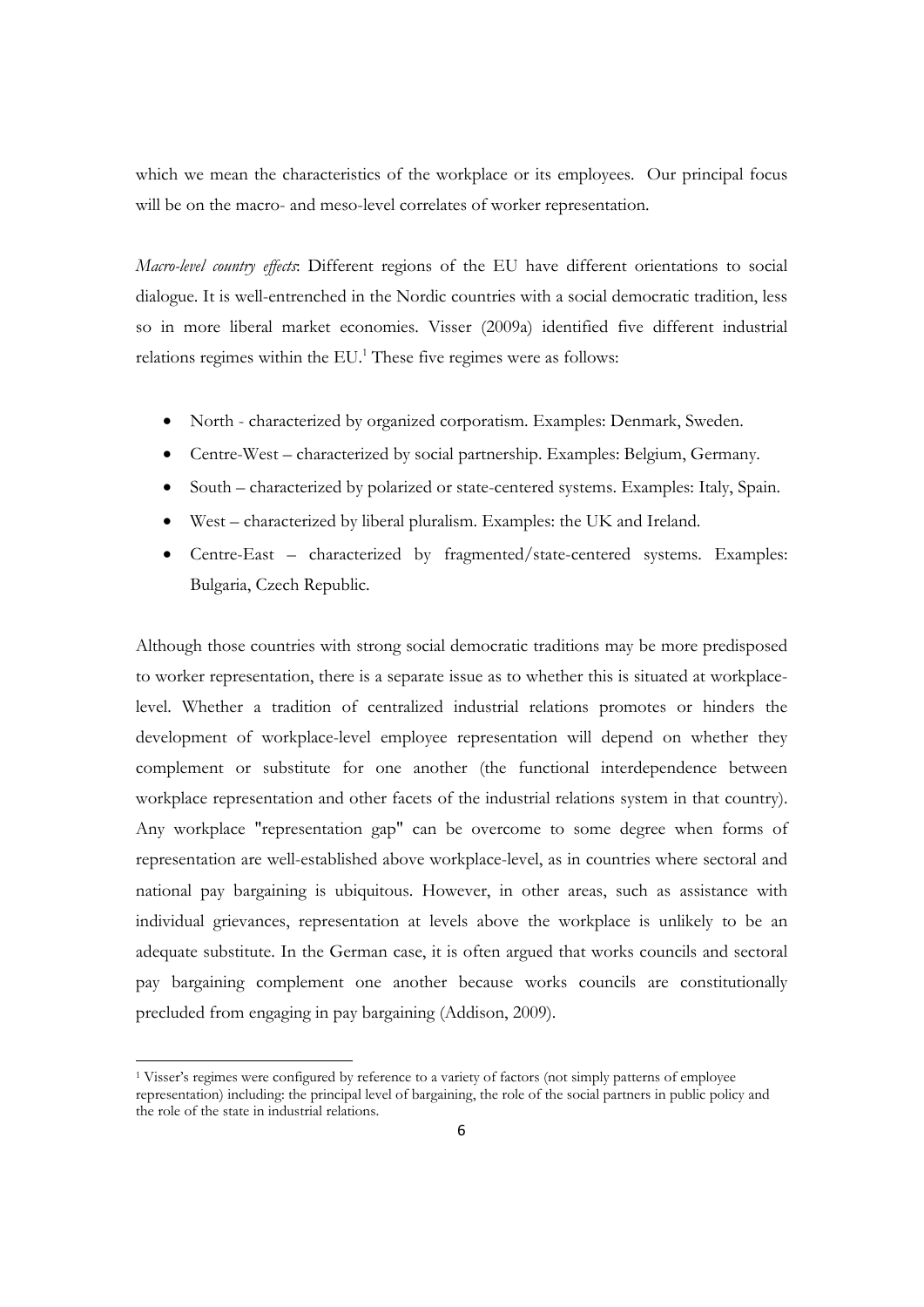which we mean the characteristics of the workplace or its employees. Our principal focus will be on the macro- and meso-level correlates of worker representation.

*Macro-level country effects*: Different regions of the EU have different orientations to social dialogue. It is well-entrenched in the Nordic countries with a social democratic tradition, less so in more liberal market economies. Visser (2009a) identified five different industrial relations regimes within the EU.[1] These five regimes were as follows:

- North - characterized by organized corporatism. Examples: Denmark, Sweden.
- Centre-West – characterized by social partnership. Examples: Belgium, Germany.
- South – characterized by polarized or state-centered systems. Examples: Italy, Spain.
- West – characterized by liberal pluralism. Examples: the UK and Ireland.
- Centre-East – characterized by fragmented/state-centered systems. Examples: Bulgaria, Czech Republic.

Although those countries with strong social democratic traditions may be more predisposed to worker representation, there is a separate issue as to whether this is situated at workplace-level. Whether a tradition of centralized industrial relations promotes or hinders the development of workplace-level employee representation will depend on whether they complement or substitute for one another (the functional interdependence between workplace representation and other facets of the industrial relations system in that country). Any workplace "representation gap" can be overcome to some degree when forms of representation are well-established above workplace-level, as in countries where sectoral and national pay bargaining is ubiquitous. However, in other areas, such as assistance with individual grievances, representation at levels above the workplace is unlikely to be an adequate substitute. In the German case, it is often argued that works councils and sectoral pay bargaining complement one another because works councils are constitutionally precluded from engaging in pay bargaining (Addison, 2009).

[1] Visser's regimes were configured by reference to a variety of factors (not simply patterns of employee representation) including: the principal level of bargaining, the role of the social partners in public policy and the role of the state in industrial relations.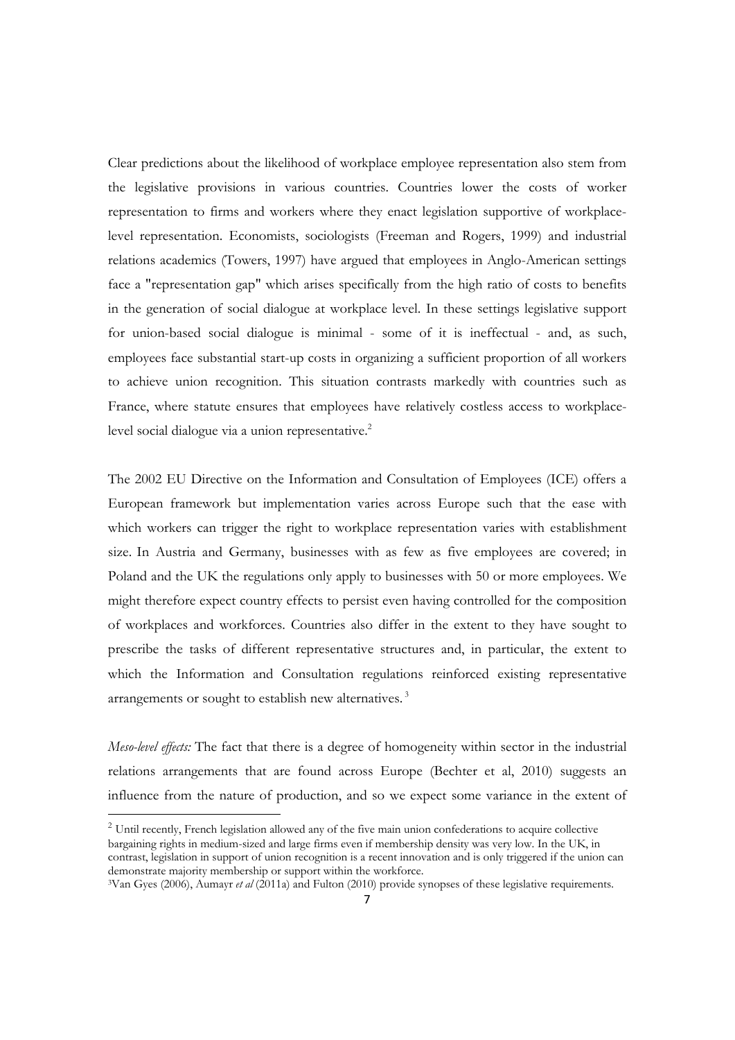Clear predictions about the likelihood of workplace employee representation also stem from the legislative provisions in various countries. Countries lower the costs of worker representation to firms and workers where they enact legislation supportive of workplace-level representation. Economists, sociologists (Freeman and Rogers, 1999) and industrial relations academics (Towers, 1997) have argued that employees in Anglo-American settings face a "representation gap" which arises specifically from the high ratio of costs to benefits in the generation of social dialogue at workplace level. In these settings legislative support for union-based social dialogue is minimal - some of it is ineffectual - and, as such, employees face substantial start-up costs in organizing a sufficient proportion of all workers to achieve union recognition. This situation contrasts markedly with countries such as France, where statute ensures that employees have relatively costless access to workplace-level social dialogue via a union representative.[2]

The 2002 EU Directive on the Information and Consultation of Employees (ICE) offers a European framework but implementation varies across Europe such that the ease with which workers can trigger the right to workplace representation varies with establishment size. In Austria and Germany, businesses with as few as five employees are covered; in Poland and the UK the regulations only apply to businesses with 50 or more employees. We might therefore expect country effects to persist even having controlled for the composition of workplaces and workforces. Countries also differ in the extent to they have sought to prescribe the tasks of different representative structures and, in particular, the extent to which the Information and Consultation regulations reinforced existing representative arrangements or sought to establish new alternatives.[3]

*Meso-level effects:* The fact that there is a degree of homogeneity within sector in the industrial relations arrangements that are found across Europe (Bechter et al, 2010) suggests an influence from the nature of production, and so we expect some variance in the extent of

[2] Until recently, French legislation allowed any of the five main union confederations to acquire collective bargaining rights in medium-sized and large firms even if membership density was very low. In the UK, in contrast, legislation in support of union recognition is a recent innovation and is only triggered if the union can demonstrate majority membership or support within the workforce.

[3] Van Gyes (2006), Aumayr *et al* (2011a) and Fulton (2010) provide synopses of these legislative requirements.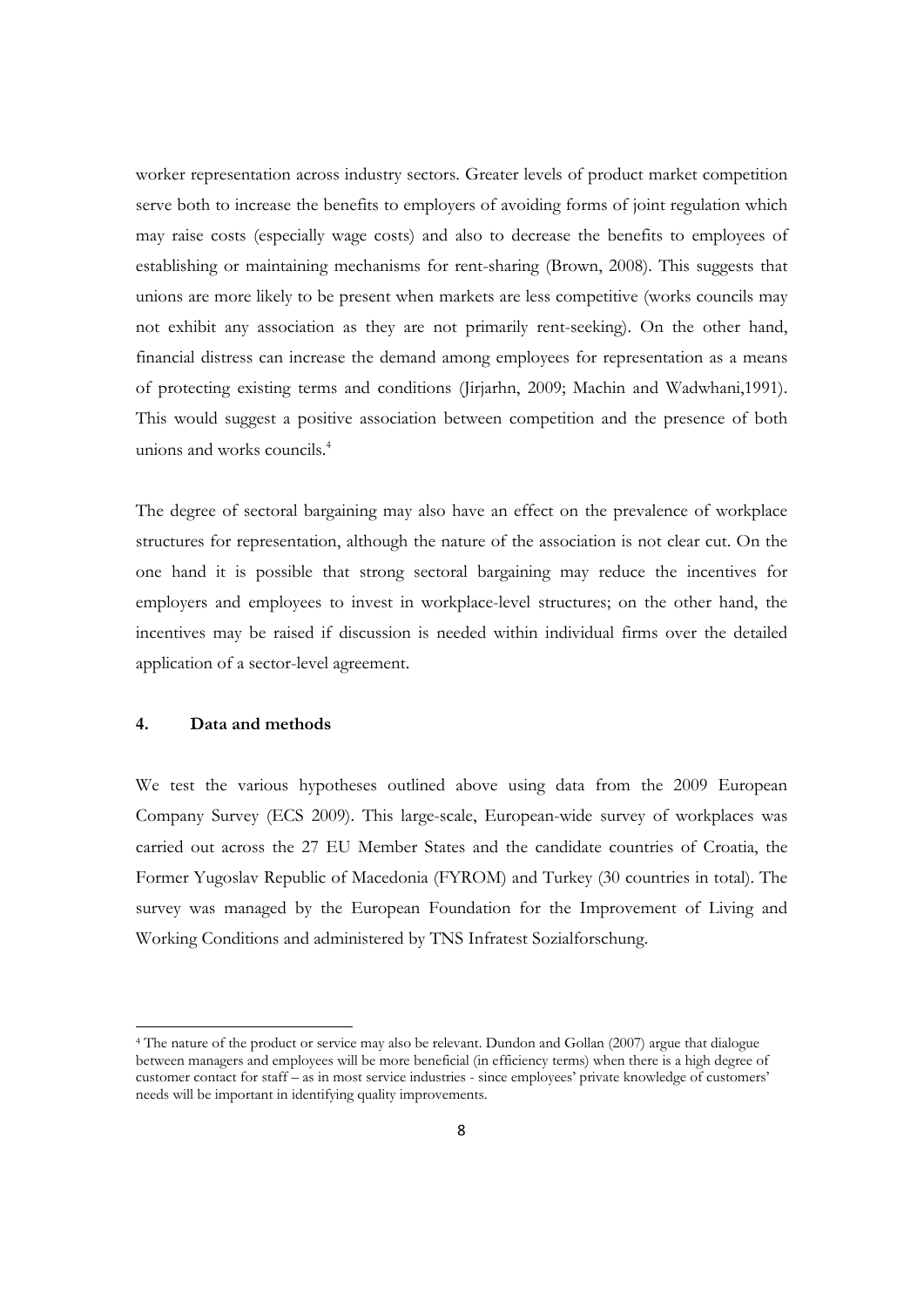worker representation across industry sectors. Greater levels of product market competition serve both to increase the benefits to employers of avoiding forms of joint regulation which may raise costs (especially wage costs) and also to decrease the benefits to employees of establishing or maintaining mechanisms for rent-sharing (Brown, 2008). This suggests that unions are more likely to be present when markets are less competitive (works councils may not exhibit any association as they are not primarily rent-seeking). On the other hand, financial distress can increase the demand among employees for representation as a means of protecting existing terms and conditions (Jirjarhn, 2009; Machin and Wadwhani,1991). This would suggest a positive association between competition and the presence of both unions and works councils.[4]

The degree of sectoral bargaining may also have an effect on the prevalence of workplace structures for representation, although the nature of the association is not clear cut. On the one hand it is possible that strong sectoral bargaining may reduce the incentives for employers and employees to invest in workplace-level structures; on the other hand, the incentives may be raised if discussion is needed within individual firms over the detailed application of a sector-level agreement.

## 4. Data and methods

We test the various hypotheses outlined above using data from the 2009 European Company Survey (ECS 2009). This large-scale, European-wide survey of workplaces was carried out across the 27 EU Member States and the candidate countries of Croatia, the Former Yugoslav Republic of Macedonia (FYROM) and Turkey (30 countries in total). The survey was managed by the European Foundation for the Improvement of Living and Working Conditions and administered by TNS Infratest Sozialforschung.

---

[4] The nature of the product or service may also be relevant. Dundon and Gollan (2007) argue that dialogue between managers and employees will be more beneficial (in efficiency terms) when there is a high degree of customer contact for staff – as in most service industries - since employees' private knowledge of customers' needs will be important in identifying quality improvements.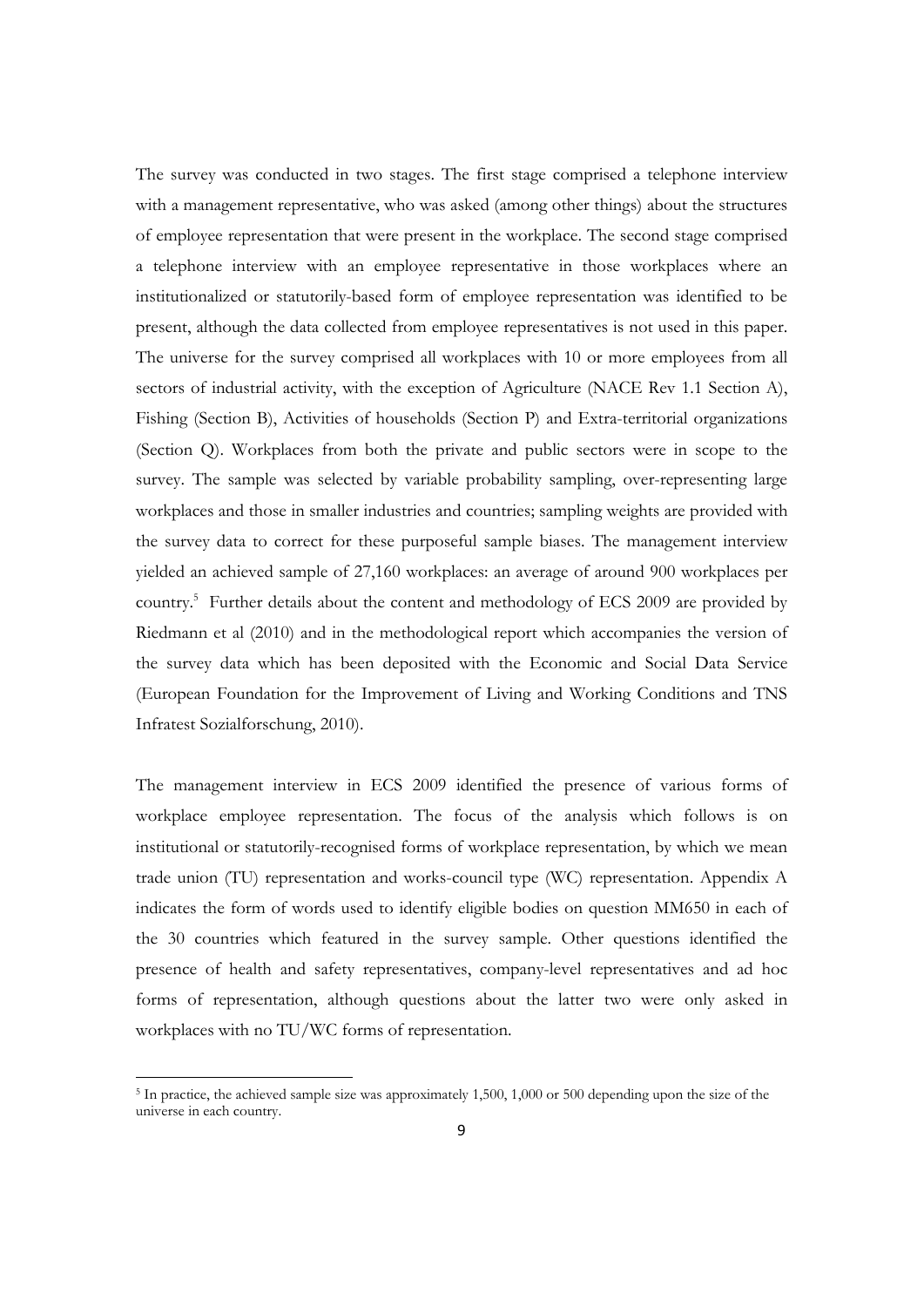The survey was conducted in two stages. The first stage comprised a telephone interview with a management representative, who was asked (among other things) about the structures of employee representation that were present in the workplace. The second stage comprised a telephone interview with an employee representative in those workplaces where an institutionalized or statutorily-based form of employee representation was identified to be present, although the data collected from employee representatives is not used in this paper. The universe for the survey comprised all workplaces with 10 or more employees from all sectors of industrial activity, with the exception of Agriculture (NACE Rev 1.1 Section A), Fishing (Section B), Activities of households (Section P) and Extra-territorial organizations (Section Q). Workplaces from both the private and public sectors were in scope to the survey. The sample was selected by variable probability sampling, over-representing large workplaces and those in smaller industries and countries; sampling weights are provided with the survey data to correct for these purposeful sample biases. The management interview yielded an achieved sample of 27,160 workplaces: an average of around 900 workplaces per country.[5] Further details about the content and methodology of ECS 2009 are provided by Riedmann et al (2010) and in the methodological report which accompanies the version of the survey data which has been deposited with the Economic and Social Data Service (European Foundation for the Improvement of Living and Working Conditions and TNS Infratest Sozialforschung, 2010).

The management interview in ECS 2009 identified the presence of various forms of workplace employee representation. The focus of the analysis which follows is on institutional or statutorily-recognised forms of workplace representation, by which we mean trade union (TU) representation and works-council type (WC) representation. Appendix A indicates the form of words used to identify eligible bodies on question MM650 in each of the 30 countries which featured in the survey sample. Other questions identified the presence of health and safety representatives, company-level representatives and ad hoc forms of representation, although questions about the latter two were only asked in workplaces with no TU/WC forms of representation.

[5] In practice, the achieved sample size was approximately 1,500, 1,000 or 500 depending upon the size of the universe in each country.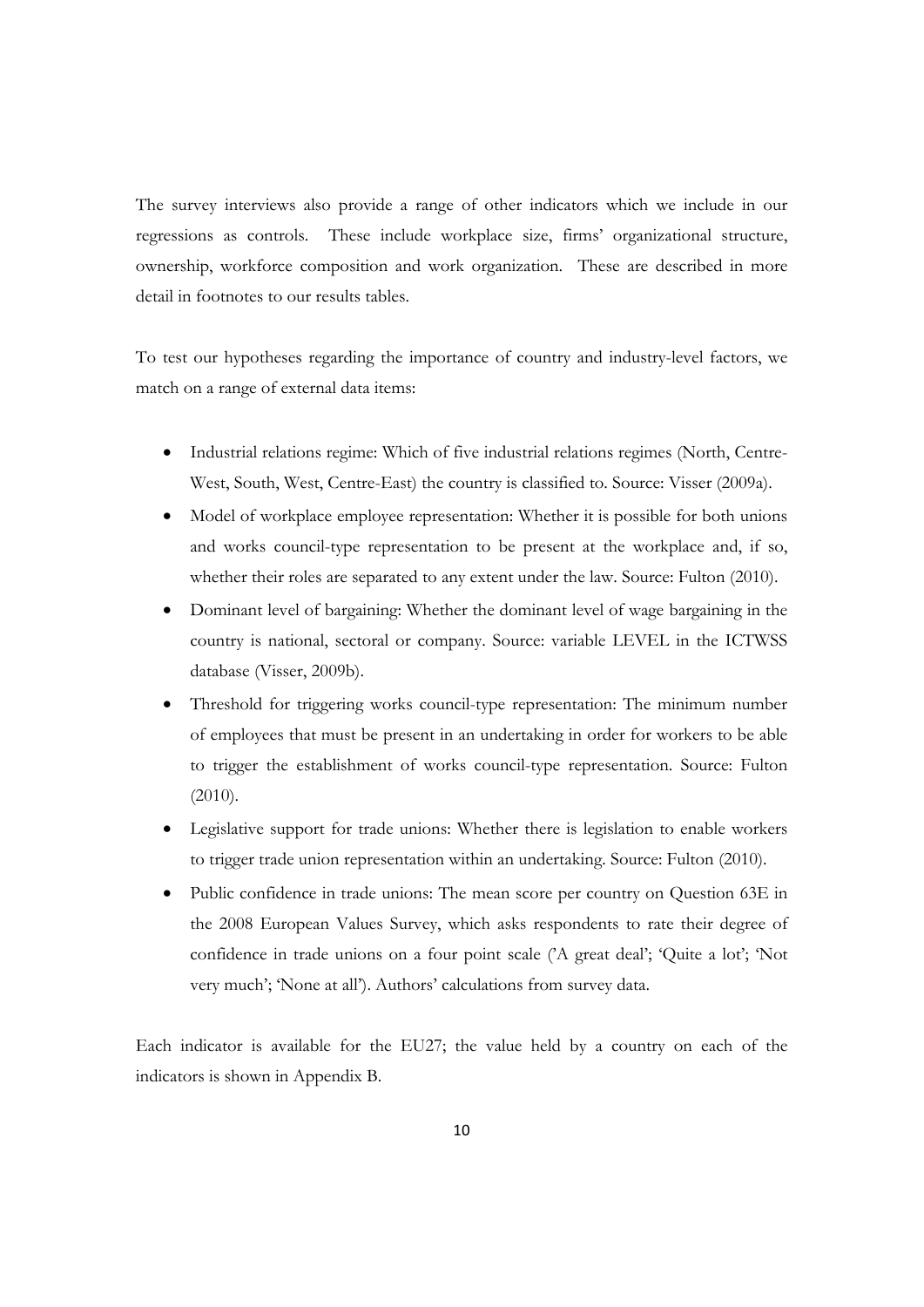The survey interviews also provide a range of other indicators which we include in our regressions as controls. These include workplace size, firms' organizational structure, ownership, workforce composition and work organization. These are described in more detail in footnotes to our results tables.

To test our hypotheses regarding the importance of country and industry-level factors, we match on a range of external data items:

- Industrial relations regime: Which of five industrial relations regimes (North, Centre-West, South, West, Centre-East) the country is classified to. Source: Visser (2009a).
- Model of workplace employee representation: Whether it is possible for both unions and works council-type representation to be present at the workplace and, if so, whether their roles are separated to any extent under the law. Source: Fulton (2010).
- Dominant level of bargaining: Whether the dominant level of wage bargaining in the country is national, sectoral or company. Source: variable LEVEL in the ICTWSS database (Visser, 2009b).
- Threshold for triggering works council-type representation: The minimum number of employees that must be present in an undertaking in order for workers to be able to trigger the establishment of works council-type representation. Source: Fulton (2010).
- Legislative support for trade unions: Whether there is legislation to enable workers to trigger trade union representation within an undertaking. Source: Fulton (2010).
- Public confidence in trade unions: The mean score per country on Question 63E in the 2008 European Values Survey, which asks respondents to rate their degree of confidence in trade unions on a four point scale ('A great deal'; 'Quite a lot'; 'Not very much'; 'None at all'). Authors' calculations from survey data.

Each indicator is available for the EU27; the value held by a country on each of the indicators is shown in Appendix B.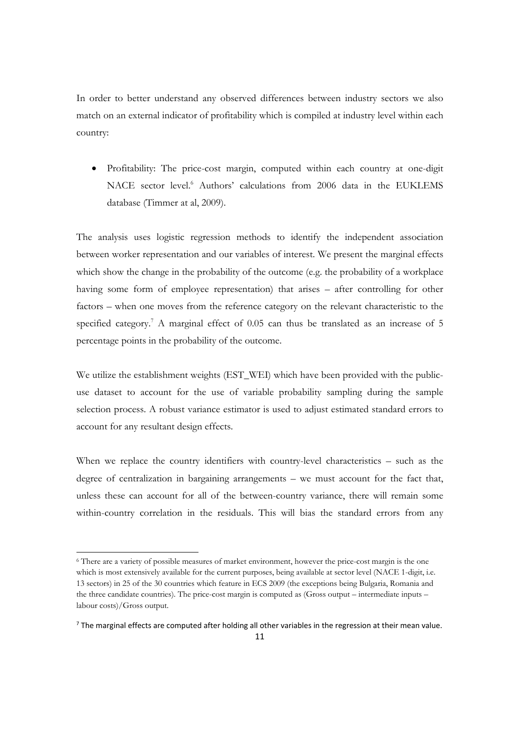In order to better understand any observed differences between industry sectors we also match on an external indicator of profitability which is compiled at industry level within each country:

- Profitability: The price-cost margin, computed within each country at one-digit NACE sector level.[6] Authors' calculations from 2006 data in the EUKLEMS database (Timmer at al, 2009).

The analysis uses logistic regression methods to identify the independent association between worker representation and our variables of interest. We present the marginal effects which show the change in the probability of the outcome (e.g. the probability of a workplace having some form of employee representation) that arises – after controlling for other factors – when one moves from the reference category on the relevant characteristic to the specified category.[7] A marginal effect of 0.05 can thus be translated as an increase of 5 percentage points in the probability of the outcome.

We utilize the establishment weights (EST_WEI) which have been provided with the public-use dataset to account for the use of variable probability sampling during the sample selection process. A robust variance estimator is used to adjust estimated standard errors to account for any resultant design effects.

When we replace the country identifiers with country-level characteristics – such as the degree of centralization in bargaining arrangements – we must account for the fact that, unless these can account for all of the between-country variance, there will remain some within-country correlation in the residuals. This will bias the standard errors from any

[6] There are a variety of possible measures of market environment, however the price-cost margin is the one which is most extensively available for the current purposes, being available at sector level (NACE 1-digit, i.e. 13 sectors) in 25 of the 30 countries which feature in ECS 2009 (the exceptions being Bulgaria, Romania and the three candidate countries). The price-cost margin is computed as (Gross output – intermediate inputs – labour costs)/Gross output.

[7] The marginal effects are computed after holding all other variables in the regression at their mean value.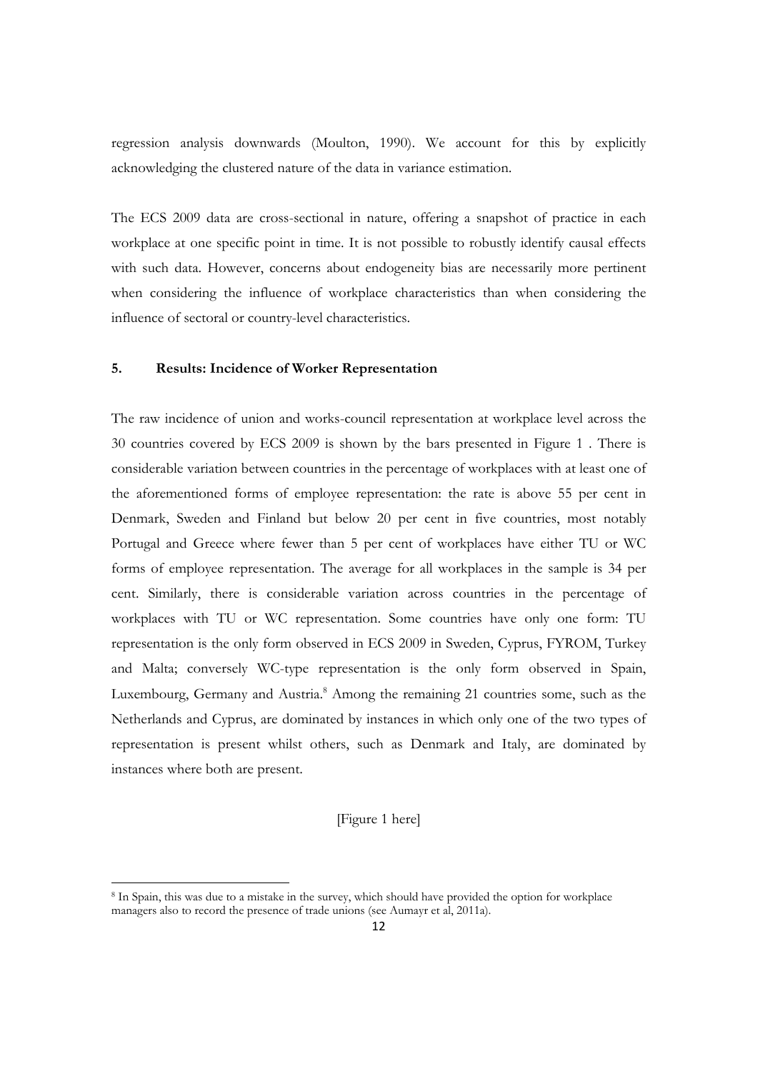regression analysis downwards (Moulton, 1990). We account for this by explicitly acknowledging the clustered nature of the data in variance estimation.

The ECS 2009 data are cross-sectional in nature, offering a snapshot of practice in each workplace at one specific point in time. It is not possible to robustly identify causal effects with such data. However, concerns about endogeneity bias are necessarily more pertinent when considering the influence of workplace characteristics than when considering the influence of sectoral or country-level characteristics.

## 5. Results: Incidence of Worker Representation

The raw incidence of union and works-council representation at workplace level across the 30 countries covered by ECS 2009 is shown by the bars presented in Figure 1 . There is considerable variation between countries in the percentage of workplaces with at least one of the aforementioned forms of employee representation: the rate is above 55 per cent in Denmark, Sweden and Finland but below 20 per cent in five countries, most notably Portugal and Greece where fewer than 5 per cent of workplaces have either TU or WC forms of employee representation. The average for all workplaces in the sample is 34 per cent. Similarly, there is considerable variation across countries in the percentage of workplaces with TU or WC representation. Some countries have only one form: TU representation is the only form observed in ECS 2009 in Sweden, Cyprus, FYROM, Turkey and Malta; conversely WC-type representation is the only form observed in Spain, Luxembourg, Germany and Austria.[8] Among the remaining 21 countries some, such as the Netherlands and Cyprus, are dominated by instances in which only one of the two types of representation is present whilst others, such as Denmark and Italy, are dominated by instances where both are present.

[Figure 1 here]

[8] In Spain, this was due to a mistake in the survey, which should have provided the option for workplace managers also to record the presence of trade unions (see Aumayr et al, 2011a).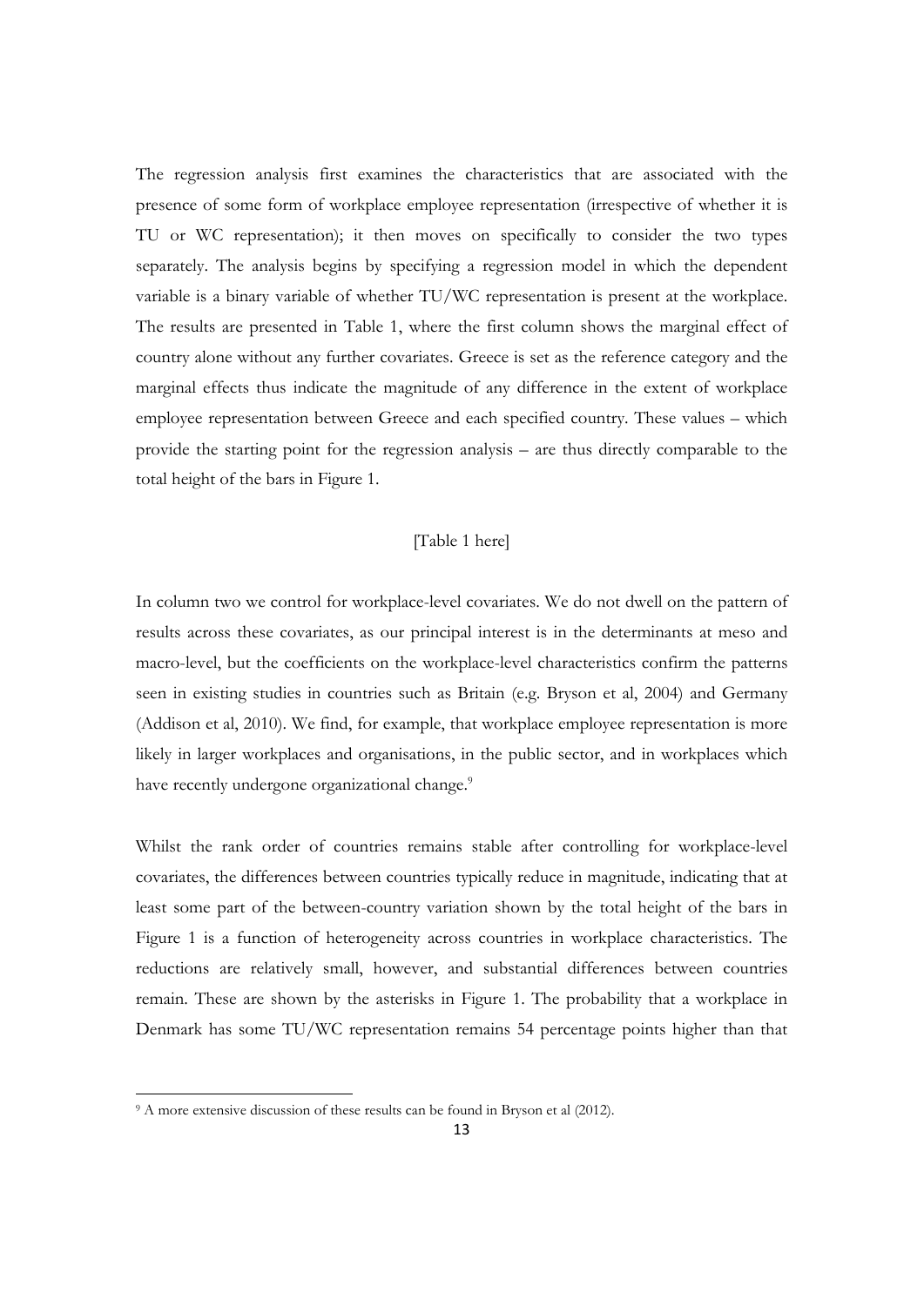The regression analysis first examines the characteristics that are associated with the presence of some form of workplace employee representation (irrespective of whether it is TU or WC representation); it then moves on specifically to consider the two types separately. The analysis begins by specifying a regression model in which the dependent variable is a binary variable of whether TU/WC representation is present at the workplace. The results are presented in Table 1, where the first column shows the marginal effect of country alone without any further covariates. Greece is set as the reference category and the marginal effects thus indicate the magnitude of any difference in the extent of workplace employee representation between Greece and each specified country. These values – which provide the starting point for the regression analysis – are thus directly comparable to the total height of the bars in Figure 1.

[Table 1 here]

In column two we control for workplace-level covariates. We do not dwell on the pattern of results across these covariates, as our principal interest is in the determinants at meso and macro-level, but the coefficients on the workplace-level characteristics confirm the patterns seen in existing studies in countries such as Britain (e.g. Bryson et al, 2004) and Germany (Addison et al, 2010). We find, for example, that workplace employee representation is more likely in larger workplaces and organisations, in the public sector, and in workplaces which have recently undergone organizational change.[9]

Whilst the rank order of countries remains stable after controlling for workplace-level covariates, the differences between countries typically reduce in magnitude, indicating that at least some part of the between-country variation shown by the total height of the bars in Figure 1 is a function of heterogeneity across countries in workplace characteristics. The reductions are relatively small, however, and substantial differences between countries remain. These are shown by the asterisks in Figure 1. The probability that a workplace in Denmark has some TU/WC representation remains 54 percentage points higher than that

[9] A more extensive discussion of these results can be found in Bryson et al (2012).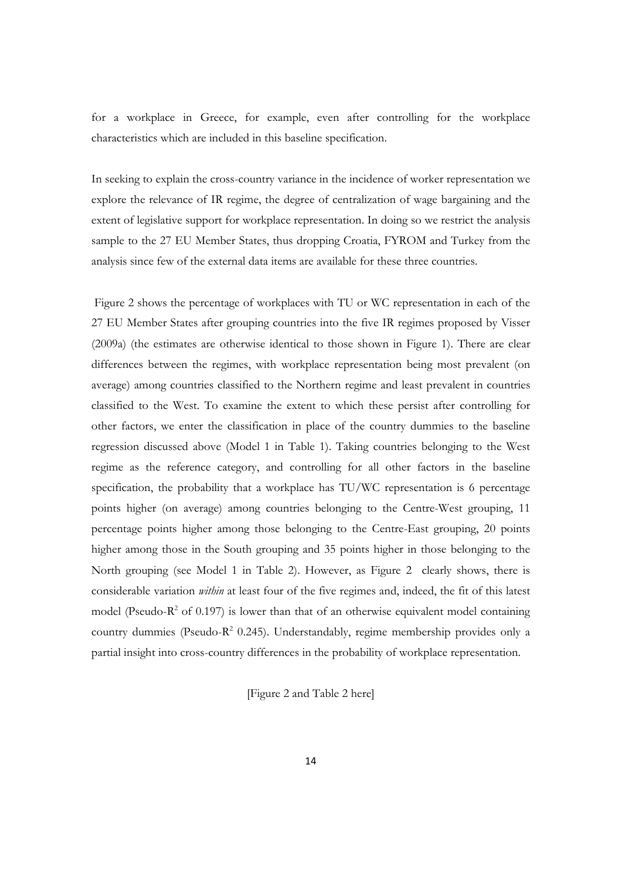for a workplace in Greece, for example, even after controlling for the workplace characteristics which are included in this baseline specification.

In seeking to explain the cross-country variance in the incidence of worker representation we explore the relevance of IR regime, the degree of centralization of wage bargaining and the extent of legislative support for workplace representation. In doing so we restrict the analysis sample to the 27 EU Member States, thus dropping Croatia, FYROM and Turkey from the analysis since few of the external data items are available for these three countries.

Figure 2 shows the percentage of workplaces with TU or WC representation in each of the 27 EU Member States after grouping countries into the five IR regimes proposed by Visser (2009a) (the estimates are otherwise identical to those shown in Figure 1). There are clear differences between the regimes, with workplace representation being most prevalent (on average) among countries classified to the Northern regime and least prevalent in countries classified to the West. To examine the extent to which these persist after controlling for other factors, we enter the classification in place of the country dummies to the baseline regression discussed above (Model 1 in Table 1). Taking countries belonging to the West regime as the reference category, and controlling for all other factors in the baseline specification, the probability that a workplace has TU/WC representation is 6 percentage points higher (on average) among countries belonging to the Centre-West grouping, 11 percentage points higher among those belonging to the Centre-East grouping, 20 points higher among those in the South grouping and 35 points higher in those belonging to the North grouping (see Model 1 in Table 2). However, as Figure 2 clearly shows, there is considerable variation *within* at least four of the five regimes and, indeed, the fit of this latest model (Pseudo-$R^2$ of 0.197) is lower than that of an otherwise equivalent model containing country dummies (Pseudo-$R^2$ 0.245). Understandably, regime membership provides only a partial insight into cross-country differences in the probability of workplace representation.

[Figure 2 and Table 2 here]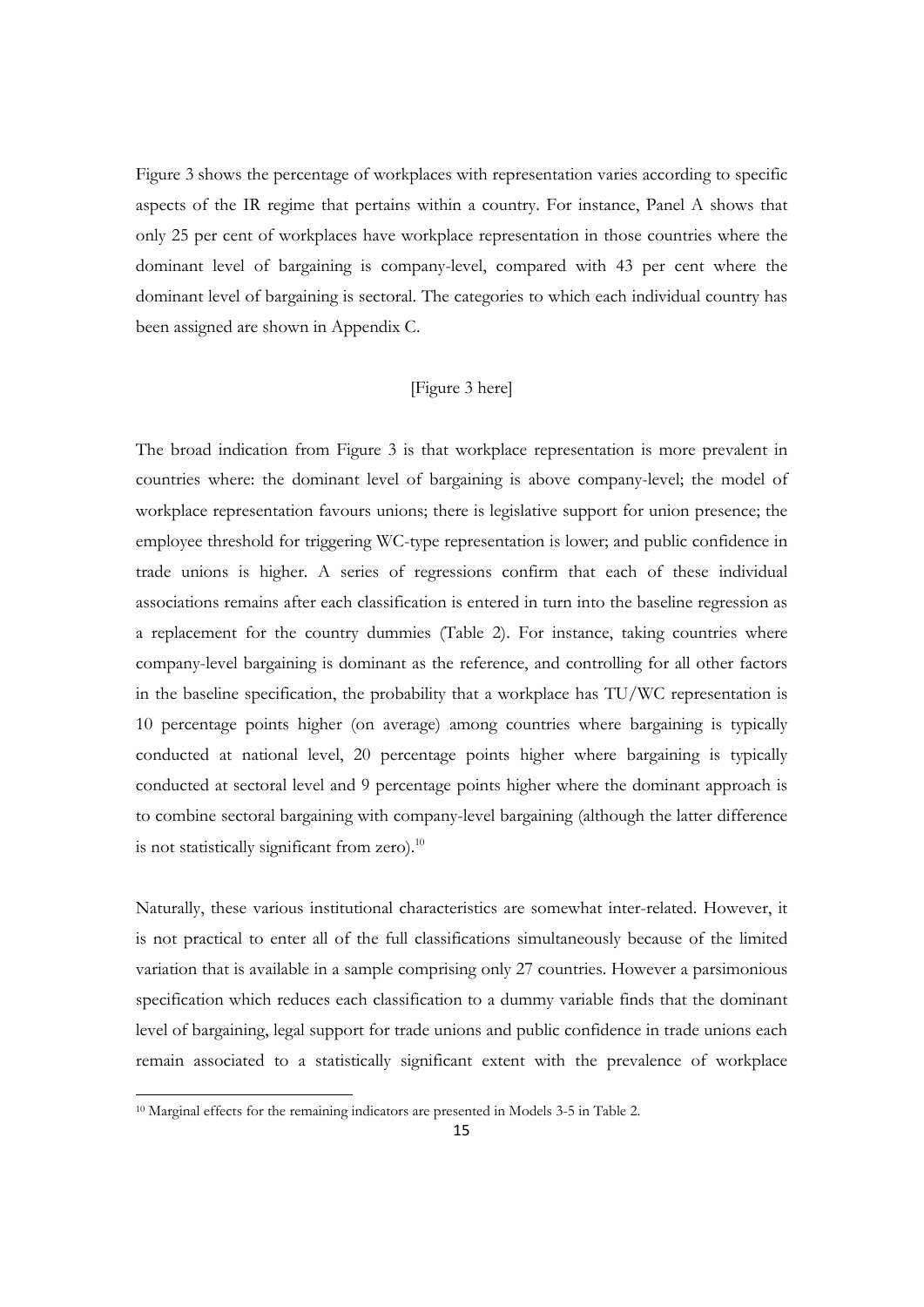Figure 3 shows the percentage of workplaces with representation varies according to specific aspects of the IR regime that pertains within a country. For instance, Panel A shows that only 25 per cent of workplaces have workplace representation in those countries where the dominant level of bargaining is company-level, compared with 43 per cent where the dominant level of bargaining is sectoral. The categories to which each individual country has been assigned are shown in Appendix C.

[Figure 3 here]

The broad indication from Figure 3 is that workplace representation is more prevalent in countries where: the dominant level of bargaining is above company-level; the model of workplace representation favours unions; there is legislative support for union presence; the employee threshold for triggering WC-type representation is lower; and public confidence in trade unions is higher. A series of regressions confirm that each of these individual associations remains after each classification is entered in turn into the baseline regression as a replacement for the country dummies (Table 2). For instance, taking countries where company-level bargaining is dominant as the reference, and controlling for all other factors in the baseline specification, the probability that a workplace has TU/WC representation is 10 percentage points higher (on average) among countries where bargaining is typically conducted at national level, 20 percentage points higher where bargaining is typically conducted at sectoral level and 9 percentage points higher where the dominant approach is to combine sectoral bargaining with company-level bargaining (although the latter difference is not statistically significant from zero).[10]

Naturally, these various institutional characteristics are somewhat inter-related. However, it is not practical to enter all of the full classifications simultaneously because of the limited variation that is available in a sample comprising only 27 countries. However a parsimonious specification which reduces each classification to a dummy variable finds that the dominant level of bargaining, legal support for trade unions and public confidence in trade unions each remain associated to a statistically significant extent with the prevalence of workplace

[10] Marginal effects for the remaining indicators are presented in Models 3-5 in Table 2.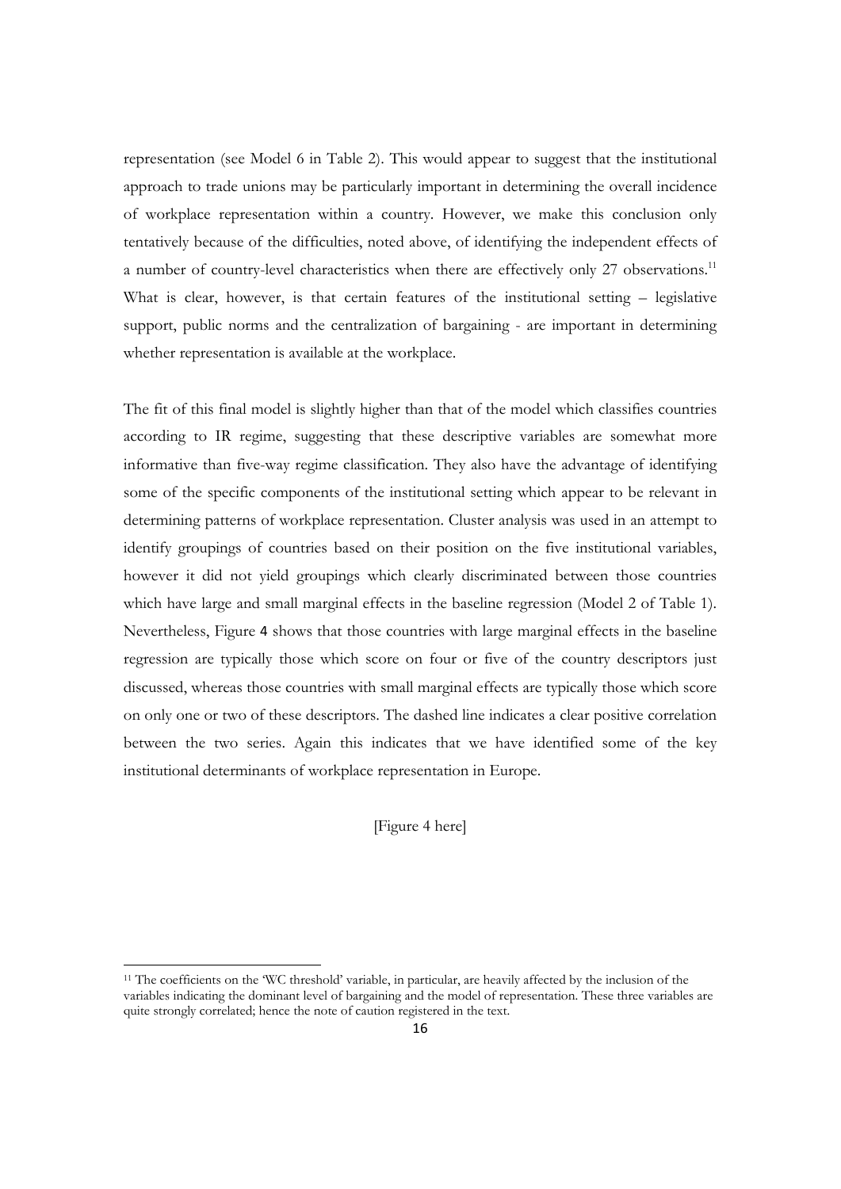representation (see Model 6 in Table 2). This would appear to suggest that the institutional approach to trade unions may be particularly important in determining the overall incidence of workplace representation within a country. However, we make this conclusion only tentatively because of the difficulties, noted above, of identifying the independent effects of a number of country-level characteristics when there are effectively only 27 observations.[11] What is clear, however, is that certain features of the institutional setting – legislative support, public norms and the centralization of bargaining - are important in determining whether representation is available at the workplace.

The fit of this final model is slightly higher than that of the model which classifies countries according to IR regime, suggesting that these descriptive variables are somewhat more informative than five-way regime classification. They also have the advantage of identifying some of the specific components of the institutional setting which appear to be relevant in determining patterns of workplace representation. Cluster analysis was used in an attempt to identify groupings of countries based on their position on the five institutional variables, however it did not yield groupings which clearly discriminated between those countries which have large and small marginal effects in the baseline regression (Model 2 of Table 1). Nevertheless, Figure 4 shows that those countries with large marginal effects in the baseline regression are typically those which score on four or five of the country descriptors just discussed, whereas those countries with small marginal effects are typically those which score on only one or two of these descriptors. The dashed line indicates a clear positive correlation between the two series. Again this indicates that we have identified some of the key institutional determinants of workplace representation in Europe.

[Figure 4 here]

[11] The coefficients on the 'WC threshold' variable, in particular, are heavily affected by the inclusion of the variables indicating the dominant level of bargaining and the model of representation. These three variables are quite strongly correlated; hence the note of caution registered in the text.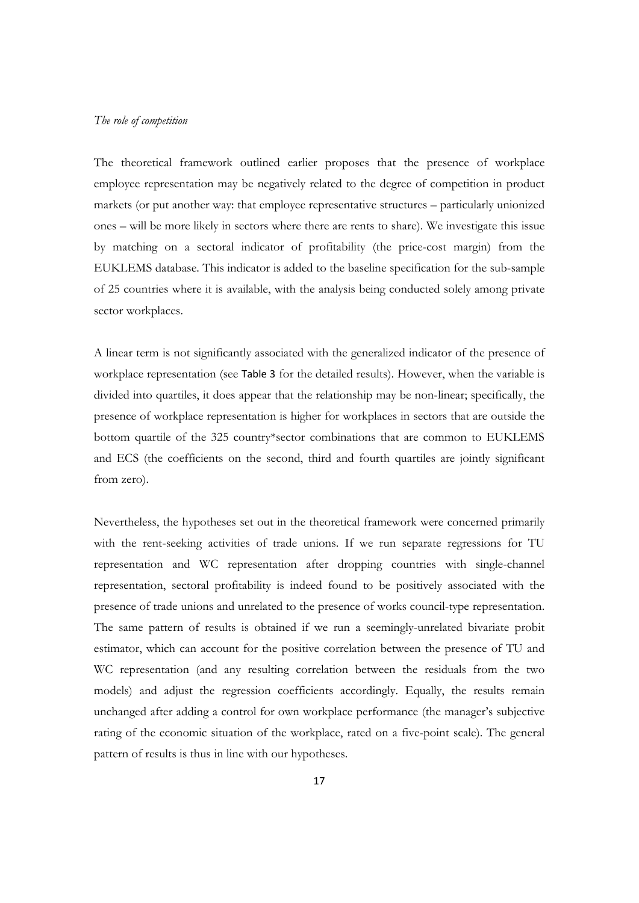*The role of competition*

The theoretical framework outlined earlier proposes that the presence of workplace employee representation may be negatively related to the degree of competition in product markets (or put another way: that employee representative structures – particularly unionized ones – will be more likely in sectors where there are rents to share). We investigate this issue by matching on a sectoral indicator of profitability (the price-cost margin) from the EUKLEMS database. This indicator is added to the baseline specification for the sub-sample of 25 countries where it is available, with the analysis being conducted solely among private sector workplaces.

A linear term is not significantly associated with the generalized indicator of the presence of workplace representation (see Table 3 for the detailed results). However, when the variable is divided into quartiles, it does appear that the relationship may be non-linear; specifically, the presence of workplace representation is higher for workplaces in sectors that are outside the bottom quartile of the 325 country*sector combinations that are common to EUKLEMS and ECS (the coefficients on the second, third and fourth quartiles are jointly significant from zero).

Nevertheless, the hypotheses set out in the theoretical framework were concerned primarily with the rent-seeking activities of trade unions. If we run separate regressions for TU representation and WC representation after dropping countries with single-channel representation, sectoral profitability is indeed found to be positively associated with the presence of trade unions and unrelated to the presence of works council-type representation. The same pattern of results is obtained if we run a seemingly-unrelated bivariate probit estimator, which can account for the positive correlation between the presence of TU and WC representation (and any resulting correlation between the residuals from the two models) and adjust the regression coefficients accordingly. Equally, the results remain unchanged after adding a control for own workplace performance (the manager's subjective rating of the economic situation of the workplace, rated on a five-point scale). The general pattern of results is thus in line with our hypotheses.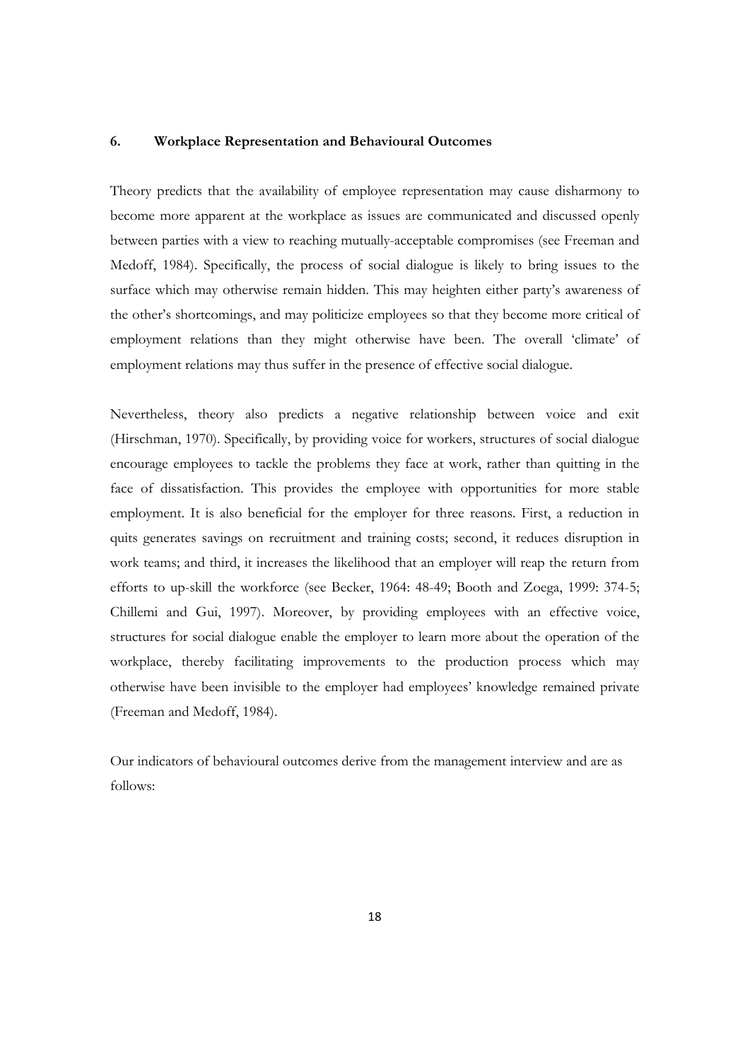## 6. Workplace Representation and Behavioural Outcomes

Theory predicts that the availability of employee representation may cause disharmony to become more apparent at the workplace as issues are communicated and discussed openly between parties with a view to reaching mutually-acceptable compromises (see Freeman and Medoff, 1984). Specifically, the process of social dialogue is likely to bring issues to the surface which may otherwise remain hidden. This may heighten either party's awareness of the other's shortcomings, and may politicize employees so that they become more critical of employment relations than they might otherwise have been. The overall 'climate' of employment relations may thus suffer in the presence of effective social dialogue.

Nevertheless, theory also predicts a negative relationship between voice and exit (Hirschman, 1970). Specifically, by providing voice for workers, structures of social dialogue encourage employees to tackle the problems they face at work, rather than quitting in the face of dissatisfaction. This provides the employee with opportunities for more stable employment. It is also beneficial for the employer for three reasons. First, a reduction in quits generates savings on recruitment and training costs; second, it reduces disruption in work teams; and third, it increases the likelihood that an employer will reap the return from efforts to up-skill the workforce (see Becker, 1964: 48-49; Booth and Zoega, 1999: 374-5; Chillemi and Gui, 1997). Moreover, by providing employees with an effective voice, structures for social dialogue enable the employer to learn more about the operation of the workplace, thereby facilitating improvements to the production process which may otherwise have been invisible to the employer had employees' knowledge remained private (Freeman and Medoff, 1984).

Our indicators of behavioural outcomes derive from the management interview and are as follows: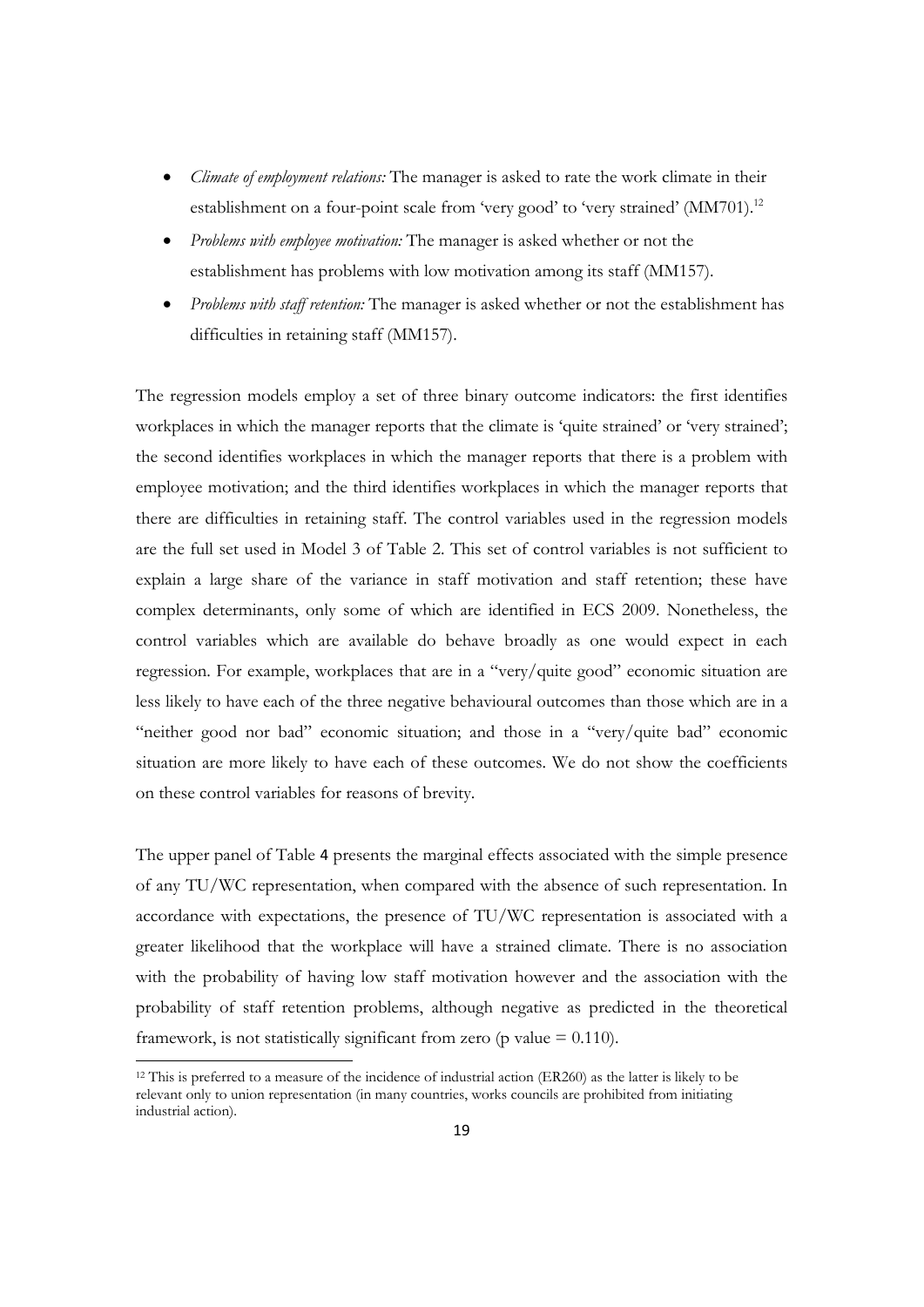- *Climate of employment relations:* The manager is asked to rate the work climate in their establishment on a four-point scale from 'very good' to 'very strained' (MM701).[12]
- *Problems with employee motivation:* The manager is asked whether or not the establishment has problems with low motivation among its staff (MM157).
- *Problems with staff retention:* The manager is asked whether or not the establishment has difficulties in retaining staff (MM157).

The regression models employ a set of three binary outcome indicators: the first identifies workplaces in which the manager reports that the climate is 'quite strained' or 'very strained'; the second identifies workplaces in which the manager reports that there is a problem with employee motivation; and the third identifies workplaces in which the manager reports that there are difficulties in retaining staff. The control variables used in the regression models are the full set used in Model 3 of Table 2. This set of control variables is not sufficient to explain a large share of the variance in staff motivation and staff retention; these have complex determinants, only some of which are identified in ECS 2009. Nonetheless, the control variables which are available do behave broadly as one would expect in each regression. For example, workplaces that are in a "very/quite good" economic situation are less likely to have each of the three negative behavioural outcomes than those which are in a "neither good nor bad" economic situation; and those in a "very/quite bad" economic situation are more likely to have each of these outcomes. We do not show the coefficients on these control variables for reasons of brevity.

The upper panel of Table 4 presents the marginal effects associated with the simple presence of any TU/WC representation, when compared with the absence of such representation. In accordance with expectations, the presence of TU/WC representation is associated with a greater likelihood that the workplace will have a strained climate. There is no association with the probability of having low staff motivation however and the association with the probability of staff retention problems, although negative as predicted in the theoretical framework, is not statistically significant from zero (p value = 0.110).

[12] This is preferred to a measure of the incidence of industrial action (ER260) as the latter is likely to be relevant only to union representation (in many countries, works councils are prohibited from initiating industrial action).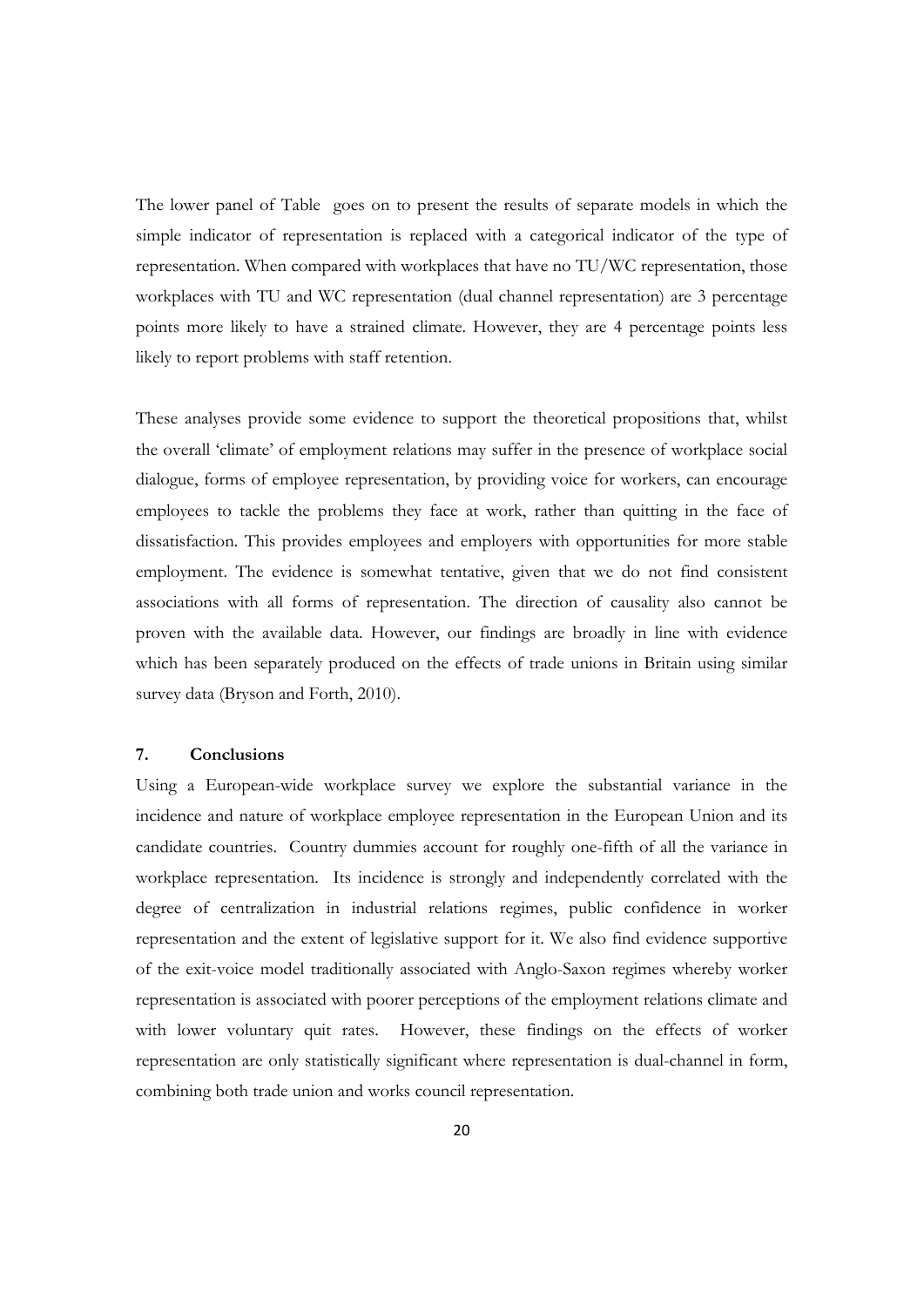The lower panel of Table  goes on to present the results of separate models in which the simple indicator of representation is replaced with a categorical indicator of the type of representation. When compared with workplaces that have no TU/WC representation, those workplaces with TU and WC representation (dual channel representation) are 3 percentage points more likely to have a strained climate. However, they are 4 percentage points less likely to report problems with staff retention.

These analyses provide some evidence to support the theoretical propositions that, whilst the overall 'climate' of employment relations may suffer in the presence of workplace social dialogue, forms of employee representation, by providing voice for workers, can encourage employees to tackle the problems they face at work, rather than quitting in the face of dissatisfaction. This provides employees and employers with opportunities for more stable employment. The evidence is somewhat tentative, given that we do not find consistent associations with all forms of representation. The direction of causality also cannot be proven with the available data. However, our findings are broadly in line with evidence which has been separately produced on the effects of trade unions in Britain using similar survey data (Bryson and Forth, 2010).

## 7. Conclusions

Using a European-wide workplace survey we explore the substantial variance in the incidence and nature of workplace employee representation in the European Union and its candidate countries. Country dummies account for roughly one-fifth of all the variance in workplace representation. Its incidence is strongly and independently correlated with the degree of centralization in industrial relations regimes, public confidence in worker representation and the extent of legislative support for it. We also find evidence supportive of the exit-voice model traditionally associated with Anglo-Saxon regimes whereby worker representation is associated with poorer perceptions of the employment relations climate and with lower voluntary quit rates. However, these findings on the effects of worker representation are only statistically significant where representation is dual-channel in form, combining both trade union and works council representation.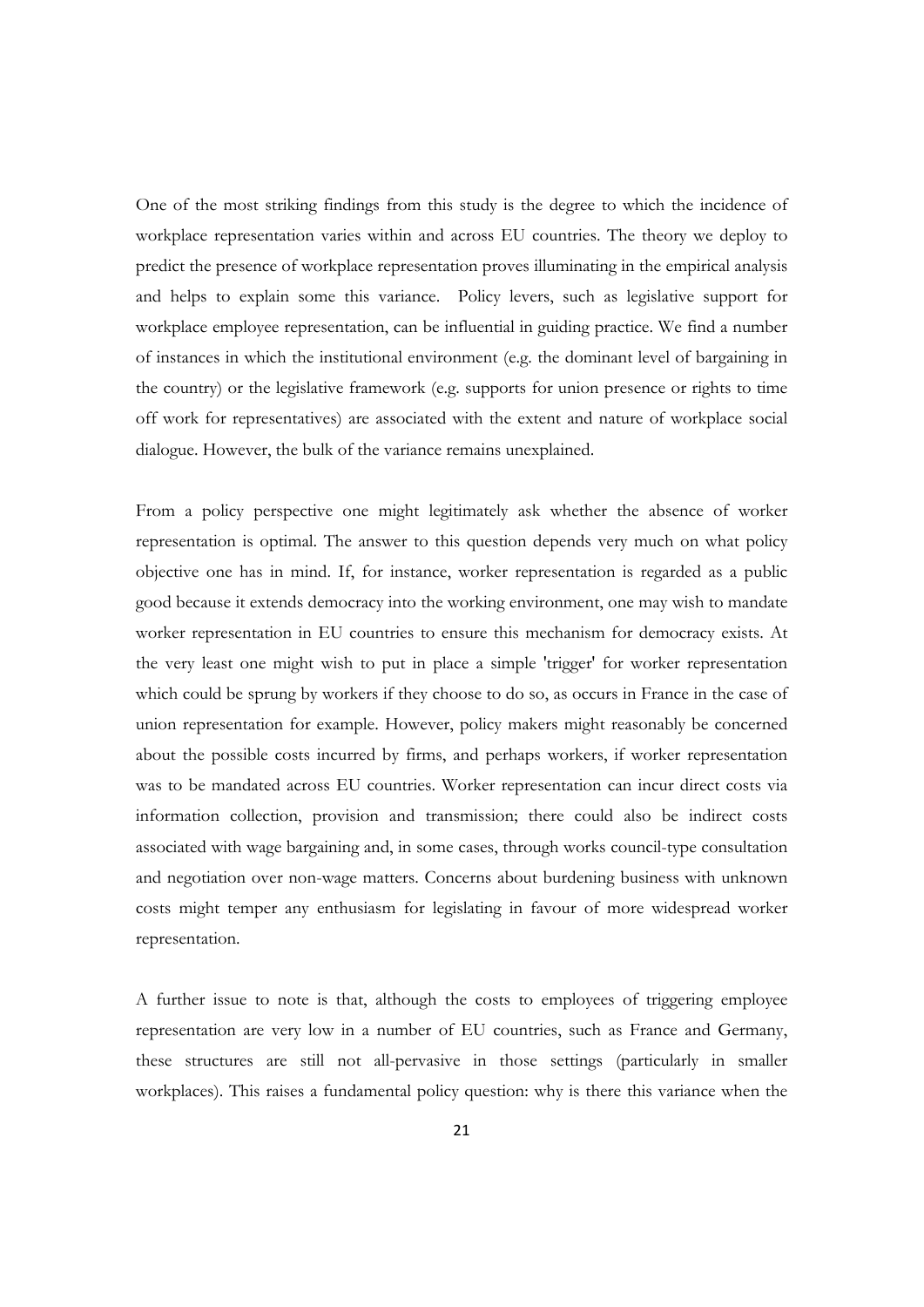One of the most striking findings from this study is the degree to which the incidence of workplace representation varies within and across EU countries. The theory we deploy to predict the presence of workplace representation proves illuminating in the empirical analysis and helps to explain some this variance. Policy levers, such as legislative support for workplace employee representation, can be influential in guiding practice. We find a number of instances in which the institutional environment (e.g. the dominant level of bargaining in the country) or the legislative framework (e.g. supports for union presence or rights to time off work for representatives) are associated with the extent and nature of workplace social dialogue. However, the bulk of the variance remains unexplained.

From a policy perspective one might legitimately ask whether the absence of worker representation is optimal. The answer to this question depends very much on what policy objective one has in mind. If, for instance, worker representation is regarded as a public good because it extends democracy into the working environment, one may wish to mandate worker representation in EU countries to ensure this mechanism for democracy exists. At the very least one might wish to put in place a simple 'trigger' for worker representation which could be sprung by workers if they choose to do so, as occurs in France in the case of union representation for example. However, policy makers might reasonably be concerned about the possible costs incurred by firms, and perhaps workers, if worker representation was to be mandated across EU countries. Worker representation can incur direct costs via information collection, provision and transmission; there could also be indirect costs associated with wage bargaining and, in some cases, through works council-type consultation and negotiation over non-wage matters. Concerns about burdening business with unknown costs might temper any enthusiasm for legislating in favour of more widespread worker representation.

A further issue to note is that, although the costs to employees of triggering employee representation are very low in a number of EU countries, such as France and Germany, these structures are still not all-pervasive in those settings (particularly in smaller workplaces). This raises a fundamental policy question: why is there this variance when the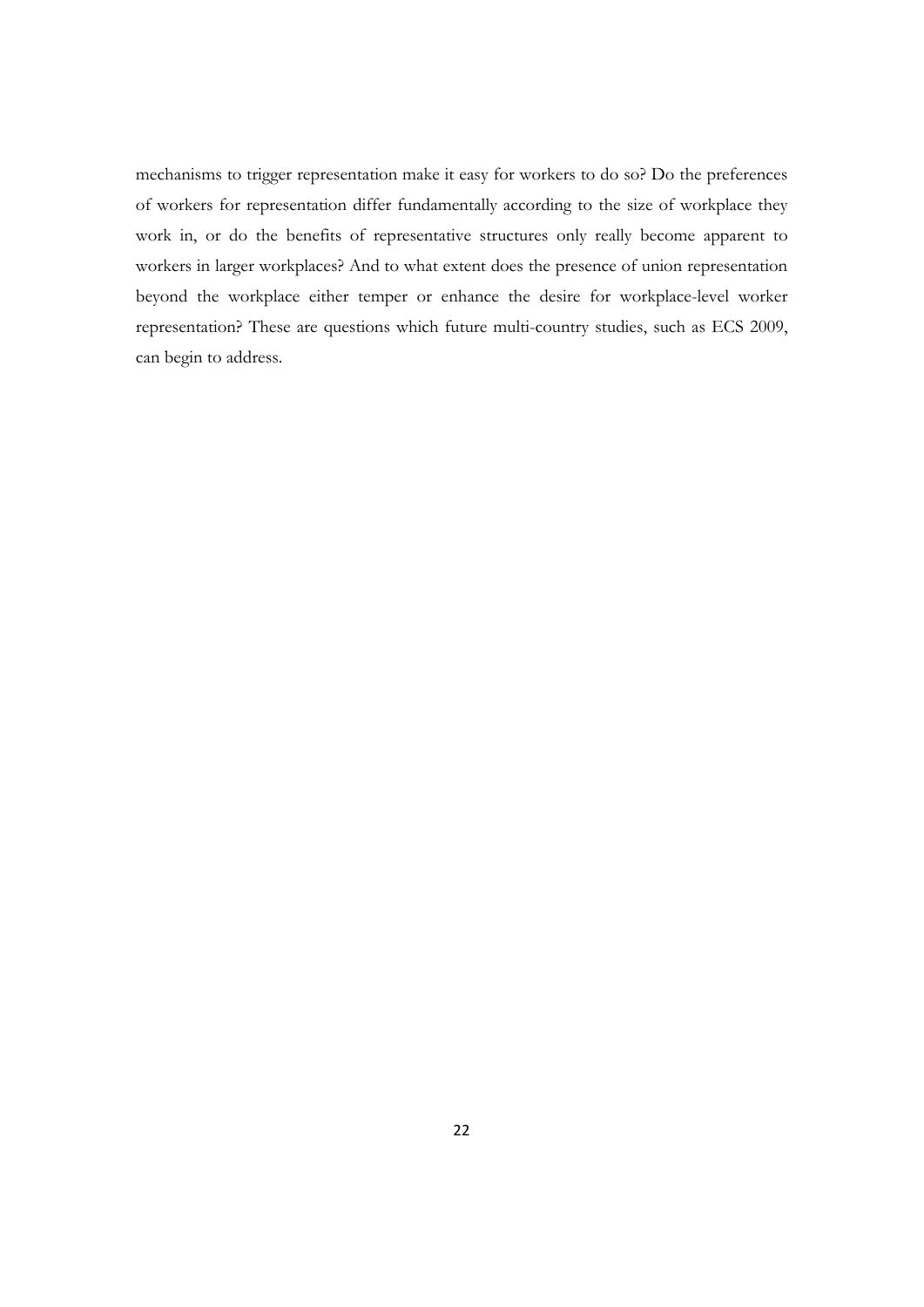mechanisms to trigger representation make it easy for workers to do so? Do the preferences of workers for representation differ fundamentally according to the size of workplace they work in, or do the benefits of representative structures only really become apparent to workers in larger workplaces? And to what extent does the presence of union representation beyond the workplace either temper or enhance the desire for workplace-level worker representation? These are questions which future multi-country studies, such as ECS 2009, can begin to address.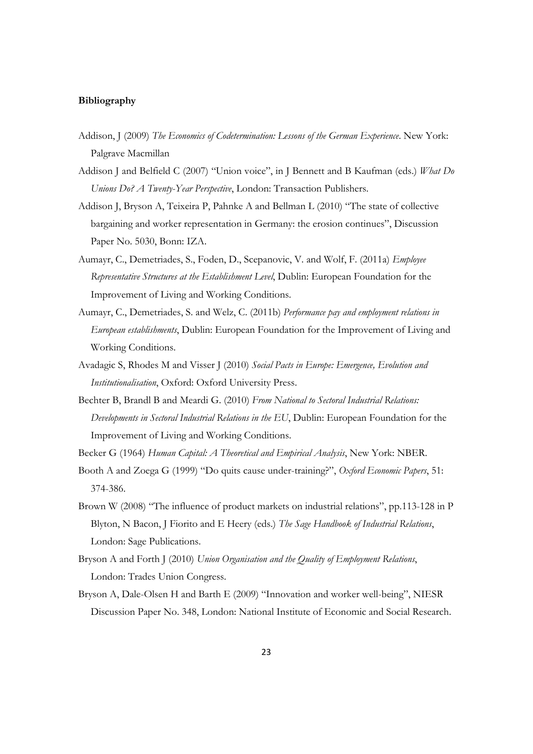**Bibliography**

Addison, J (2009) *The Economics of Codetermination: Lessons of the German Experience*. New York: Palgrave Macmillan

Addison J and Belfield C (2007) "Union voice", in J Bennett and B Kaufman (eds.) *What Do Unions Do? A Twenty-Year Perspective*, London: Transaction Publishers.

Addison J, Bryson A, Teixeira P, Pahnke A and Bellman L (2010) "The state of collective bargaining and worker representation in Germany: the erosion continues", Discussion Paper No. 5030, Bonn: IZA.

Aumayr, C., Demetriades, S., Foden, D., Scepanovic, V. and Wolf, F. (2011a) *Employee Representative Structures at the Establishment Level*, Dublin: European Foundation for the Improvement of Living and Working Conditions.

Aumayr, C., Demetriades, S. and Welz, C. (2011b) *Performance pay and employment relations in European establishments*, Dublin: European Foundation for the Improvement of Living and Working Conditions.

Avadagic S, Rhodes M and Visser J (2010) *Social Pacts in Europe: Emergence, Evolution and Institutionalisation*, Oxford: Oxford University Press.

Bechter B, Brandl B and Meardi G. (2010) *From National to Sectoral Industrial Relations: Developments in Sectoral Industrial Relations in the EU*, Dublin: European Foundation for the Improvement of Living and Working Conditions.

Becker G (1964) *Human Capital: A Theoretical and Empirical Analysis*, New York: NBER.

Booth A and Zoega G (1999) "Do quits cause under-training?", *Oxford Economic Papers*, 51: 374-386.

Brown W (2008) "The influence of product markets on industrial relations", pp.113-128 in P Blyton, N Bacon, J Fiorito and E Heery (eds.) *The Sage Handbook of Industrial Relations*, London: Sage Publications.

Bryson A and Forth J (2010) *Union Organisation and the Quality of Employment Relations*, London: Trades Union Congress.

Bryson A, Dale-Olsen H and Barth E (2009) "Innovation and worker well-being", NIESR Discussion Paper No. 348, London: National Institute of Economic and Social Research.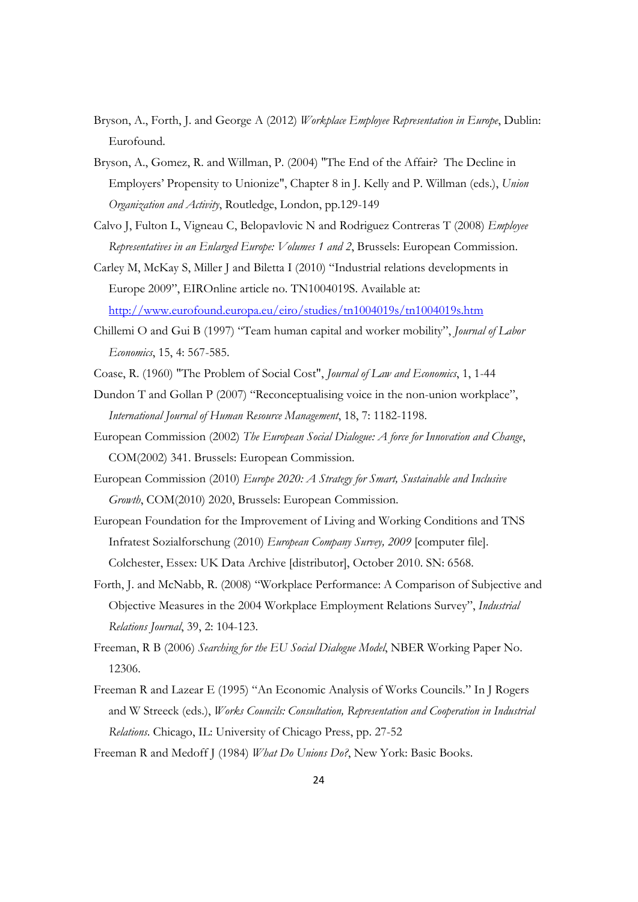Bryson, A., Forth, J. and George A (2012) *Workplace Employee Representation in Europe*, Dublin: Eurofound.

Bryson, A., Gomez, R. and Willman, P. (2004) "The End of the Affair? The Decline in Employers' Propensity to Unionize", Chapter 8 in J. Kelly and P. Willman (eds.), *Union Organization and Activity*, Routledge, London, pp.129-149

Calvo J, Fulton L, Vigneau C, Belopavlovic N and Rodriguez Contreras T (2008) *Employee Representatives in an Enlarged Europe: Volumes 1 and 2*, Brussels: European Commission.

Carley M, McKay S, Miller J and Biletta I (2010) "Industrial relations developments in Europe 2009", EIROnline article no. TN1004019S. Available at: http://www.eurofound.europa.eu/eiro/studies/tn1004019s/tn1004019s.htm

Chillemi O and Gui B (1997) "Team human capital and worker mobility", *Journal of Labor Economics*, 15, 4: 567-585.

Coase, R. (1960) "The Problem of Social Cost", *Journal of Law and Economics*, 1, 1-44

Dundon T and Gollan P (2007) "Reconceptualising voice in the non-union workplace", *International Journal of Human Resource Management*, 18, 7: 1182-1198.

European Commission (2002) *The European Social Dialogue: A force for Innovation and Change*, COM(2002) 341. Brussels: European Commission.

European Commission (2010) *Europe 2020: A Strategy for Smart, Sustainable and Inclusive Growth*, COM(2010) 2020, Brussels: European Commission.

European Foundation for the Improvement of Living and Working Conditions and TNS Infratest Sozialforschung (2010) *European Company Survey, 2009* [computer file]. Colchester, Essex: UK Data Archive [distributor], October 2010. SN: 6568.

Forth, J. and McNabb, R. (2008) "Workplace Performance: A Comparison of Subjective and Objective Measures in the 2004 Workplace Employment Relations Survey", *Industrial Relations Journal*, 39, 2: 104-123.

Freeman, R B (2006) *Searching for the EU Social Dialogue Model*, NBER Working Paper No. 12306.

Freeman R and Lazear E (1995) "An Economic Analysis of Works Councils." In J Rogers and W Streeck (eds.), *Works Councils: Consultation, Representation and Cooperation in Industrial Relations*. Chicago, IL: University of Chicago Press, pp. 27-52

Freeman R and Medoff J (1984) *What Do Unions Do?*, New York: Basic Books.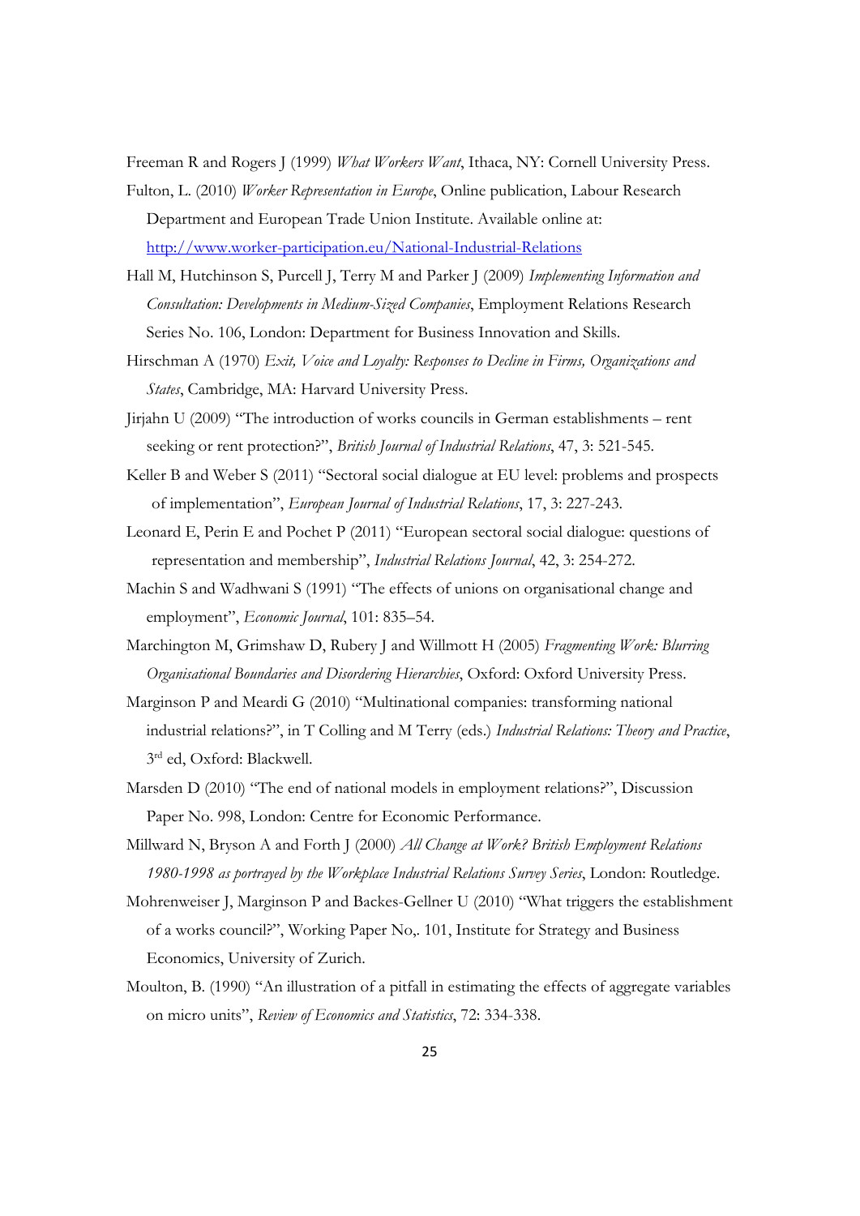Freeman R and Rogers J (1999) *What Workers Want*, Ithaca, NY: Cornell University Press.

Fulton, L. (2010) *Worker Representation in Europe*, Online publication, Labour Research Department and European Trade Union Institute. Available online at: [http://www.worker-participation.eu/National-Industrial-Relations](http://www.worker-participation.eu/National-Industrial-Relations)

Hall M, Hutchinson S, Purcell J, Terry M and Parker J (2009) *Implementing Information and Consultation: Developments in Medium-Sized Companies*, Employment Relations Research Series No. 106, London: Department for Business Innovation and Skills.

Hirschman A (1970) *Exit, Voice and Loyalty: Responses to Decline in Firms, Organizations and States*, Cambridge, MA: Harvard University Press.

Jirjahn U (2009) "The introduction of works councils in German establishments – rent seeking or rent protection?", *British Journal of Industrial Relations*, 47, 3: 521-545.

Keller B and Weber S (2011) "Sectoral social dialogue at EU level: problems and prospects of implementation", *European Journal of Industrial Relations*, 17, 3: 227-243.

Leonard E, Perin E and Pochet P (2011) "European sectoral social dialogue: questions of representation and membership", *Industrial Relations Journal*, 42, 3: 254-272.

Machin S and Wadhwani S (1991) "The effects of unions on organisational change and employment", *Economic Journal*, 101: 835–54.

Marchington M, Grimshaw D, Rubery J and Willmott H (2005) *Fragmenting Work: Blurring Organisational Boundaries and Disordering Hierarchies*, Oxford: Oxford University Press.

Marginson P and Meardi G (2010) "Multinational companies: transforming national industrial relations?", in T Colling and M Terry (eds.) *Industrial Relations: Theory and Practice*, 3rd ed, Oxford: Blackwell.

Marsden D (2010) "The end of national models in employment relations?", Discussion Paper No. 998, London: Centre for Economic Performance.

Millward N, Bryson A and Forth J (2000) *All Change at Work? British Employment Relations 1980-1998 as portrayed by the Workplace Industrial Relations Survey Series*, London: Routledge.

Mohrenweiser J, Marginson P and Backes-Gellner U (2010) "What triggers the establishment of a works council?", Working Paper No,. 101, Institute for Strategy and Business Economics, University of Zurich.

Moulton, B. (1990) "An illustration of a pitfall in estimating the effects of aggregate variables on micro units", *Review of Economics and Statistics*, 72: 334-338.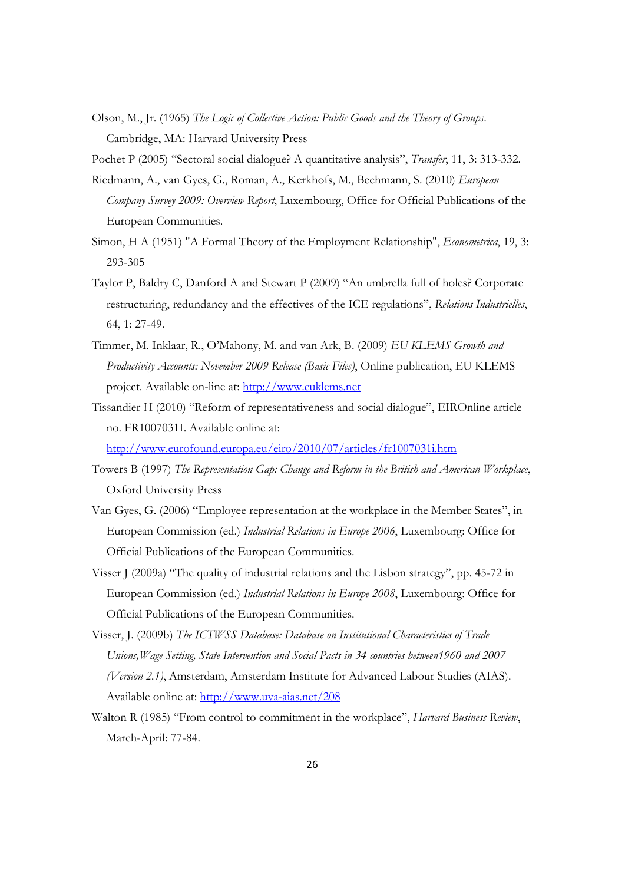Olson, M., Jr. (1965) *The Logic of Collective Action: Public Goods and the Theory of Groups*. Cambridge, MA: Harvard University Press

Pochet P (2005) "Sectoral social dialogue? A quantitative analysis", *Transfer*, 11, 3: 313-332.

Riedmann, A., van Gyes, G., Roman, A., Kerkhofs, M., Bechmann, S. (2010) *European Company Survey 2009: Overview Report*, Luxembourg, Office for Official Publications of the European Communities.

Simon, H A (1951) "A Formal Theory of the Employment Relationship", *Econometrica*, 19, 3: 293-305

Taylor P, Baldry C, Danford A and Stewart P (2009) "An umbrella full of holes? Corporate restructuring, redundancy and the effectives of the ICE regulations", *Relations Industrielles*, 64, 1: 27-49.

Timmer, M. Inklaar, R., O'Mahony, M. and van Ark, B. (2009) *EU KLEMS Growth and Productivity Accounts: November 2009 Release (Basic Files)*, Online publication, EU KLEMS project. Available on-line at: http://www.euklems.net

Tissandier H (2010) "Reform of representativeness and social dialogue", EIROnline article no. FR1007031I. Available online at: http://www.eurofound.europa.eu/eiro/2010/07/articles/fr1007031i.htm

Towers B (1997) *The Representation Gap: Change and Reform in the British and American Workplace*, Oxford University Press

Van Gyes, G. (2006) "Employee representation at the workplace in the Member States", in European Commission (ed.) *Industrial Relations in Europe 2006*, Luxembourg: Office for Official Publications of the European Communities.

Visser J (2009a) "The quality of industrial relations and the Lisbon strategy", pp. 45-72 in European Commission (ed.) *Industrial Relations in Europe 2008*, Luxembourg: Office for Official Publications of the European Communities.

Visser, J. (2009b) *The ICTWSS Database: Database on Institutional Characteristics of Trade Unions,Wage Setting, State Intervention and Social Pacts in 34 countries between1960 and 2007 (Version 2.1)*, Amsterdam, Amsterdam Institute for Advanced Labour Studies (AIAS). Available online at: http://www.uva-aias.net/208

Walton R (1985) "From control to commitment in the workplace", *Harvard Business Review*, March-April: 77-84.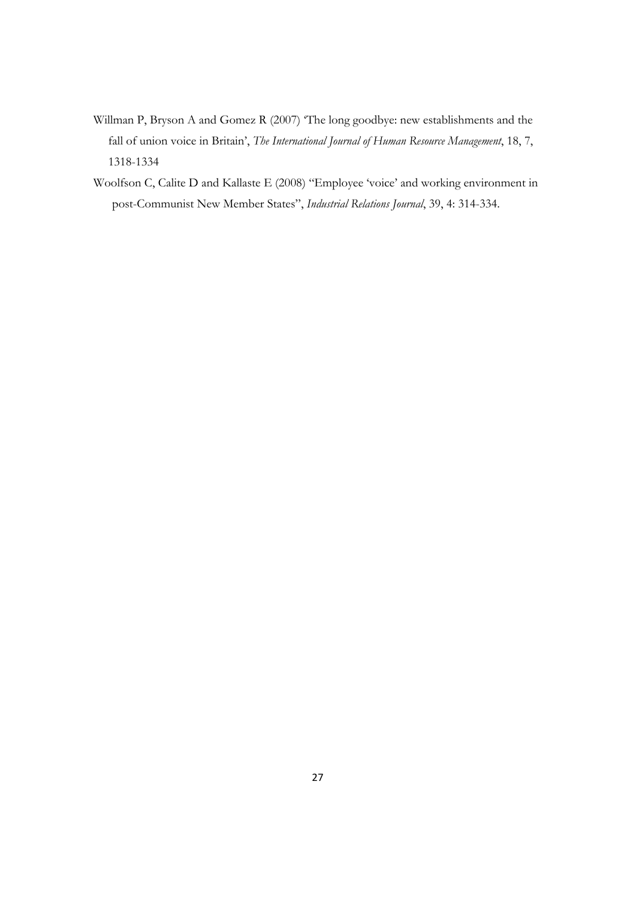Willman P, Bryson A and Gomez R (2007) 'The long goodbye: new establishments and the fall of union voice in Britain', *The International Journal of Human Resource Management*, 18, 7, 1318-1334

Woolfson C, Calite D and Kallaste E (2008) "Employee 'voice' and working environment in post-Communist New Member States", *Industrial Relations Journal*, 39, 4: 314-334.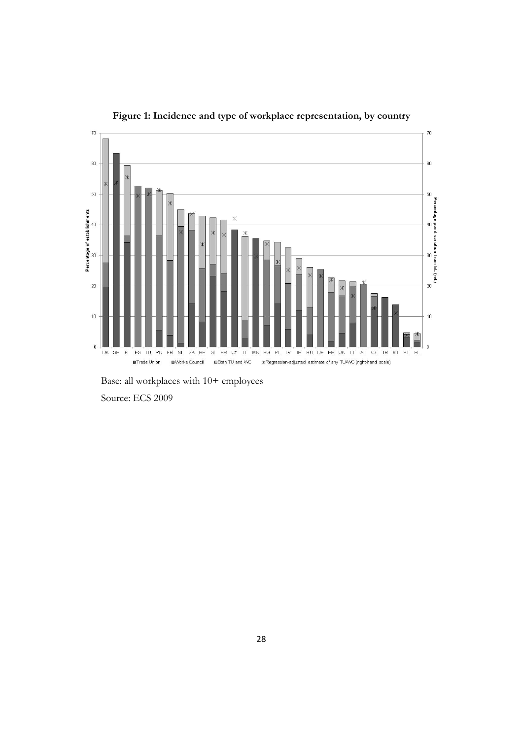**Figure 1: Incidence and type of workplace representation, by country**

Base: all workplaces with 10+ employees

Source: ECS 2009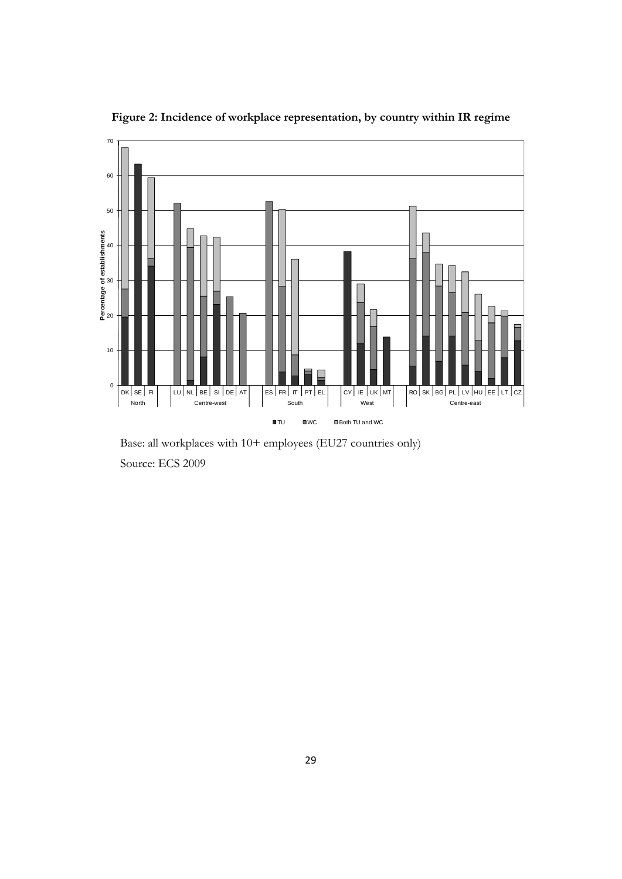**Figure 2: Incidence of workplace representation, by country within IR regime**

Base: all workplaces with 10+ employees (EU27 countries only)

Source: ECS 2009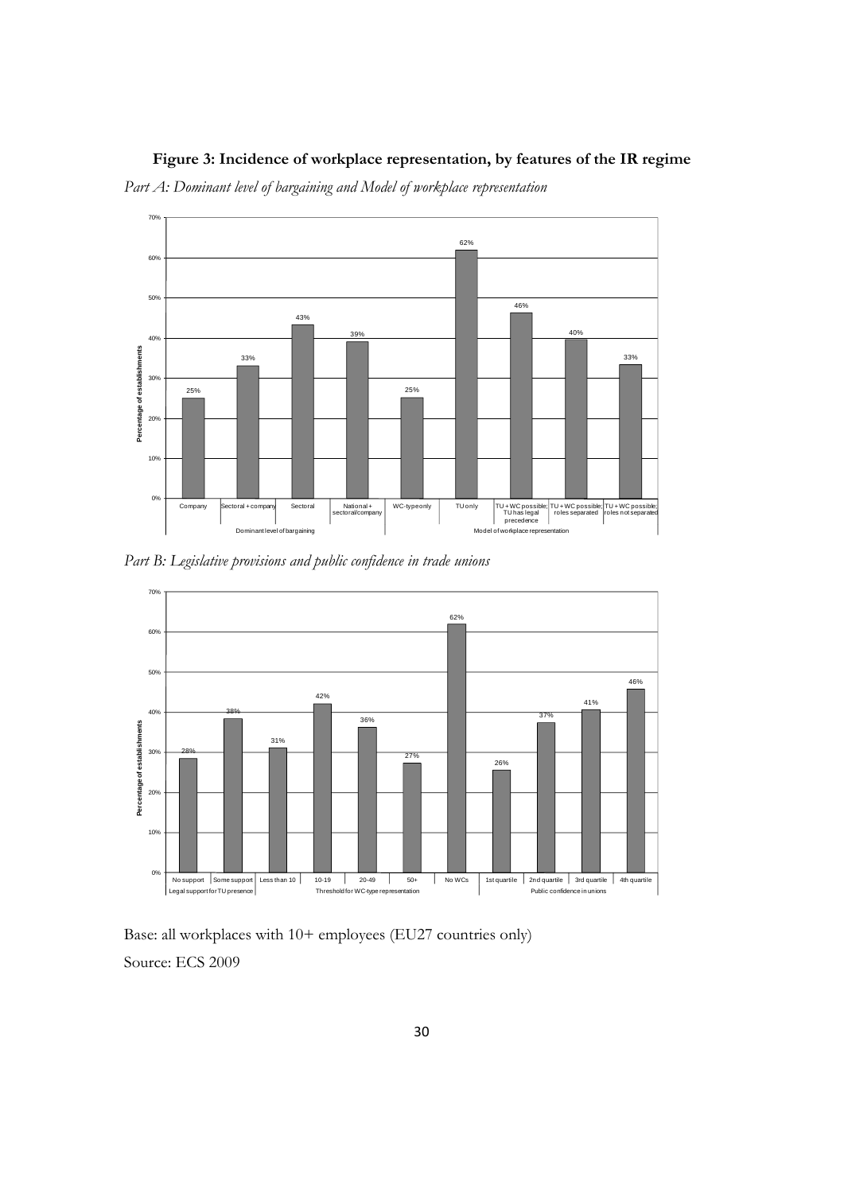**Figure 3: Incidence of workplace representation, by features of the IR regime**

*Part A: Dominant level of bargaining and Model of workplace representation*

| Dominant level of bargaining | | | | Model of workplace representation | | | | |
|---|---|---|---|---|---|---|---|---|
| Company | Sectoral + company | Sectoral | National + sectoral/company | WC-type only | TU only | TU + WC possible; TU has legal precedence | TU + WC possible; roles separated | TU + WC possible; roles not separated |
| 25% | 33% | 43% | 39% | 25% | 62% | 46% | 40% | 33% |

*Part B: Legislative provisions and public confidence in trade unions*

| Legal support for TU presence | | Threshold for WC-type representation | | | | | Public confidence in unions | | | |
|---|---|---|---|---|---|---|---|---|---|---|
| No support | Some support | Less than 10 | 10-19 | 20-49 | 50+ | No WCs | 1st quartile | 2nd quartile | 3rd quartile | 4th quartile |
| 28% | 38% | 31% | 42% | 36% | 27% | 62% | 26% | 37% | 41% | 46% |

Base: all workplaces with 10+ employees (EU27 countries only)

Source: ECS 2009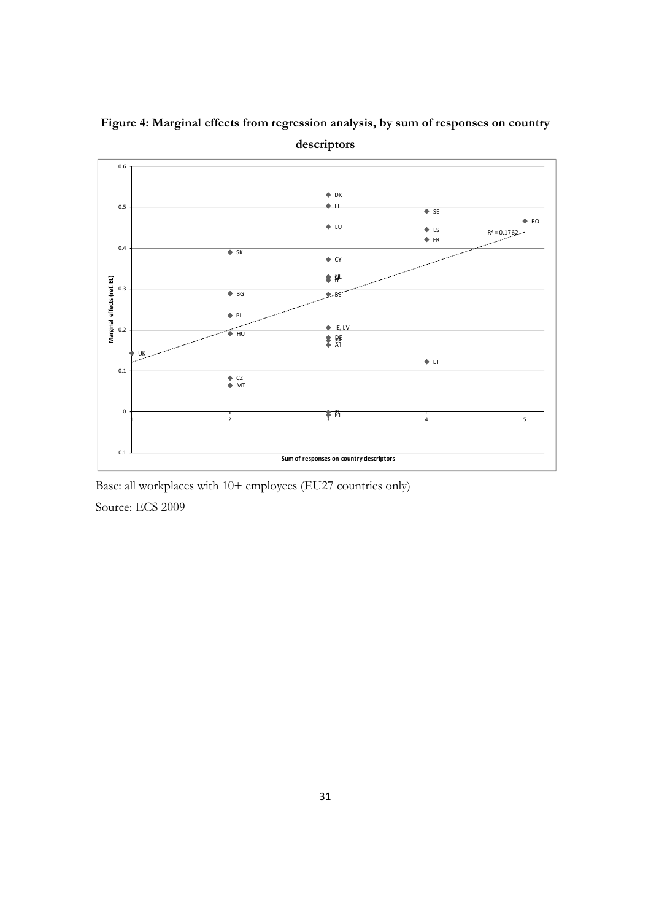**Figure 4: Marginal effects from regression analysis, by sum of responses on country descriptors**

Base: all workplaces with 10+ employees (EU27 countries only)

Source: ECS 2009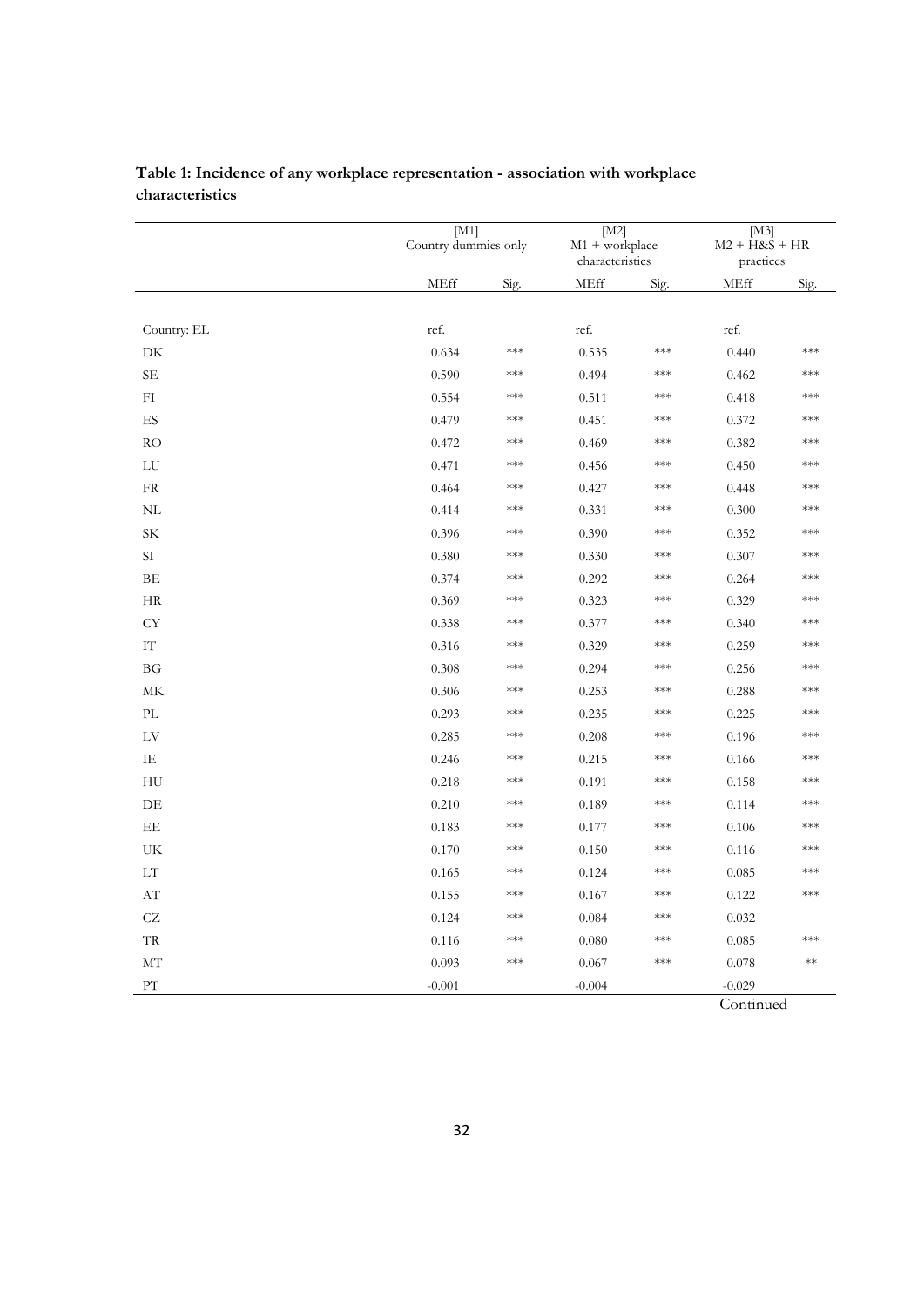**Table 1: Incidence of any workplace representation - association with workplace characteristics**

| | [M1] Country dummies only | | [M2] M1 + workplace characteristics | | [M3] M2 + H&S + HR practices | |
|---|---|---|---|---|---|---|
| | MEff | Sig. | MEff | Sig. | MEff | Sig. |
| Country: EL | ref. | | ref. | | ref. | |
| DK | 0.634 | *** | 0.535 | *** | 0.440 | *** |
| SE | 0.590 | *** | 0.494 | *** | 0.462 | *** |
| FI | 0.554 | *** | 0.511 | *** | 0.418 | *** |
| ES | 0.479 | *** | 0.451 | *** | 0.372 | *** |
| RO | 0.472 | *** | 0.469 | *** | 0.382 | *** |
| LU | 0.471 | *** | 0.456 | *** | 0.450 | *** |
| FR | 0.464 | *** | 0.427 | *** | 0.448 | *** |
| NL | 0.414 | *** | 0.331 | *** | 0.300 | *** |
| SK | 0.396 | *** | 0.390 | *** | 0.352 | *** |
| SI | 0.380 | *** | 0.330 | *** | 0.307 | *** |
| BE | 0.374 | *** | 0.292 | *** | 0.264 | *** |
| HR | 0.369 | *** | 0.323 | *** | 0.329 | *** |
| CY | 0.338 | *** | 0.377 | *** | 0.340 | *** |
| IT | 0.316 | *** | 0.329 | *** | 0.259 | *** |
| BG | 0.308 | *** | 0.294 | *** | 0.256 | *** |
| MK | 0.306 | *** | 0.253 | *** | 0.288 | *** |
| PL | 0.293 | *** | 0.235 | *** | 0.225 | *** |
| LV | 0.285 | *** | 0.208 | *** | 0.196 | *** |
| IE | 0.246 | *** | 0.215 | *** | 0.166 | *** |
| HU | 0.218 | *** | 0.191 | *** | 0.158 | *** |
| DE | 0.210 | *** | 0.189 | *** | 0.114 | *** |
| EE | 0.183 | *** | 0.177 | *** | 0.106 | *** |
| UK | 0.170 | *** | 0.150 | *** | 0.116 | *** |
| LT | 0.165 | *** | 0.124 | *** | 0.085 | *** |
| AT | 0.155 | *** | 0.167 | *** | 0.122 | *** |
| CZ | 0.124 | *** | 0.084 | *** | 0.032 | |
| TR | 0.116 | *** | 0.080 | *** | 0.085 | *** |
| MT | 0.093 | *** | 0.067 | *** | 0.078 | ** |
| PT | -0.001 | | -0.004 | | -0.029 | |

Continued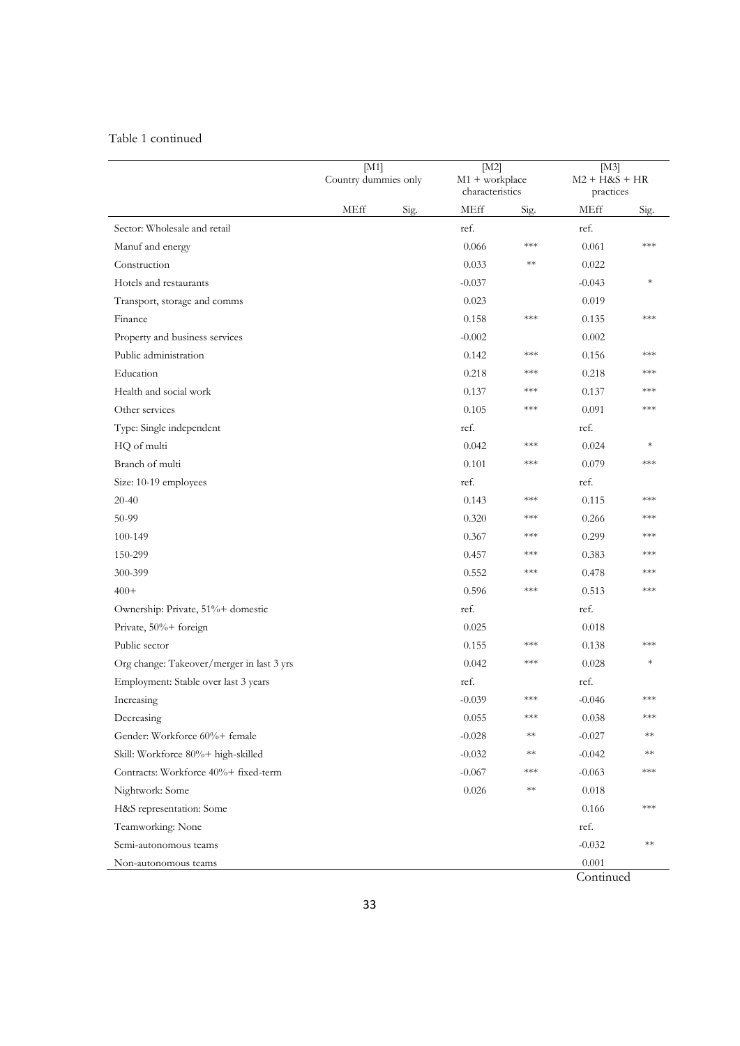Table 1 continued

| | [M1] Country dummies only | | [M2] M1 + workplace characteristics | | [M3] M2 + H&S + HR practices | |
|---|---|---|---|---|---|---|
| | MEff | Sig. | MEff | Sig. | MEff | Sig. |
| Sector: Wholesale and retail | | | ref. | | ref. | |
| Manuf and energy | | | 0.066 | *** | 0.061 | *** |
| Construction | | | 0.033 | ** | 0.022 | |
| Hotels and restaurants | | | -0.037 | | -0.043 | * |
| Transport, storage and comms | | | 0.023 | | 0.019 | |
| Finance | | | 0.158 | *** | 0.135 | *** |
| Property and business services | | | -0.002 | | 0.002 | |
| Public administration | | | 0.142 | *** | 0.156 | *** |
| Education | | | 0.218 | *** | 0.218 | *** |
| Health and social work | | | 0.137 | *** | 0.137 | *** |
| Other services | | | 0.105 | *** | 0.091 | *** |
| Type: Single independent | | | ref. | | ref. | |
| HQ of multi | | | 0.042 | *** | 0.024 | * |
| Branch of multi | | | 0.101 | *** | 0.079 | *** |
| Size: 10-19 employees | | | ref. | | ref. | |
| 20-40 | | | 0.143 | *** | 0.115 | *** |
| 50-99 | | | 0.320 | *** | 0.266 | *** |
| 100-149 | | | 0.367 | *** | 0.299 | *** |
| 150-299 | | | 0.457 | *** | 0.383 | *** |
| 300-399 | | | 0.552 | *** | 0.478 | *** |
| 400+ | | | 0.596 | *** | 0.513 | *** |
| Ownership: Private, 51%+ domestic | | | ref. | | ref. | |
| Private, 50%+ foreign | | | 0.025 | | 0.018 | |
| Public sector | | | 0.155 | *** | 0.138 | *** |
| Org change: Takeover/merger in last 3 yrs | | | 0.042 | *** | 0.028 | * |
| Employment: Stable over last 3 years | | | ref. | | ref. | |
| Increasing | | | -0.039 | *** | -0.046 | *** |
| Decreasing | | | 0.055 | *** | 0.038 | *** |
| Gender: Workforce 60%+ female | | | -0.028 | ** | -0.027 | ** |
| Skill: Workforce 80%+ high-skilled | | | -0.032 | ** | -0.042 | ** |
| Contracts: Workforce 40%+ fixed-term | | | -0.067 | *** | -0.063 | *** |
| Nightwork: Some | | | 0.026 | ** | 0.018 | |
| H&S representation: Some | | | | | 0.166 | *** |
| Teamworking: None | | | | | ref. | |
| Semi-autonomous teams | | | | | -0.032 | ** |
| Non-autonomous teams | | | | | 0.001 | |

Continued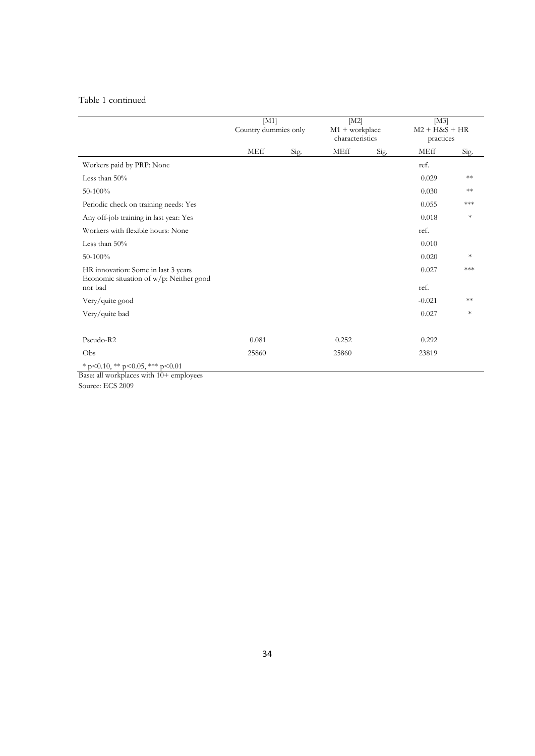Table 1 continued

| | [M1] Country dummies only | | [M2] M1 + workplace characteristics | | [M3] M2 + H&S + HR practices | |
|---|---|---|---|---|---|---|
| | MEff | Sig. | MEff | Sig. | MEff | Sig. |
| Workers paid by PRP: None | | | | | ref. | |
| Less than 50% | | | | | 0.029 | ** |
| 50-100% | | | | | 0.030 | ** |
| Periodic check on training needs: Yes | | | | | 0.055 | *** |
| Any off-job training in last year: Yes | | | | | 0.018 | * |
| Workers with flexible hours: None | | | | | ref. | |
| Less than 50% | | | | | 0.010 | |
| 50-100% | | | | | 0.020 | * |
| HR innovation: Some in last 3 years | | | | | 0.027 | *** |
| Economic situation of w/p: Neither good nor bad | | | | | ref. | |
| Very/quite good | | | | | -0.021 | ** |
| Very/quite bad | | | | | 0.027 | * |
| Pseudo-R2 | 0.081 | | 0.252 | | 0.292 | |
| Obs | 25860 | | 25860 | | 23819 | |

* p<0.10, ** p<0.05, *** p<0.01

Base: all workplaces with 10+ employees

Source: ECS 2009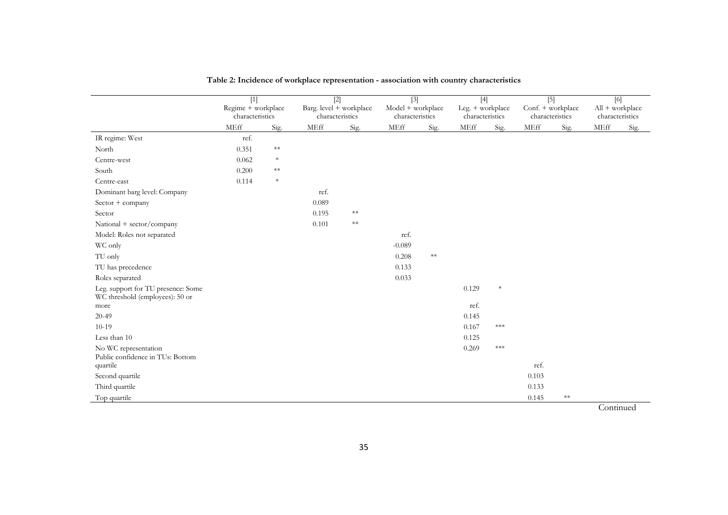**Table 2: Incidence of workplace representation - association with country characteristics**

| | [1] Regime + workplace characteristics | | [2] Barg. level + workplace characteristics | | [3] Model + workplace characteristics | | [4] Leg. + workplace characteristics | | [5] Conf. + workplace characteristics | | [6] All + workplace characteristics | |
|---|---|---|---|---|---|---|---|---|---|---|---|---|
| | MEff | Sig. | MEff | Sig. | MEff | Sig. | MEff | Sig. | MEff | Sig. | MEff | Sig. |
| IR regime: West | ref. | | | | | | | | | | | |
| North | 0.351 | ** | | | | | | | | | | |
| Centre-west | 0.062 | * | | | | | | | | | | |
| South | 0.200 | ** | | | | | | | | | | |
| Centre-east | 0.114 | * | | | | | | | | | | |
| Dominant barg level: Company | | | ref. | | | | | | | | | |
| Sector + company | | | 0.089 | | | | | | | | | |
| Sector | | | 0.195 | ** | | | | | | | | |
| National + sector/company | | | 0.101 | ** | | | | | | | | |
| Model: Roles not separated | | | | | ref. | | | | | | | |
| WC only | | | | | -0.089 | | | | | | | |
| TU only | | | | | 0.208 | ** | | | | | | |
| TU has precedence | | | | | 0.133 | | | | | | | |
| Roles separated | | | | | 0.033 | | | | | | | |
| Leg. support for TU presence: Some | | | | | | | 0.129 | * | | | | |
| WC threshold (employees): 50 or more | | | | | | | ref. | | | | | |
| 20-49 | | | | | | | 0.145 | | | | | |
| 10-19 | | | | | | | 0.167 | *** | | | | |
| Less than 10 | | | | | | | 0.125 | | | | | |
| No WC representation | | | | | | | 0.269 | *** | | | | |
| Public confidence in TUs: Bottom quartile | | | | | | | | | ref. | | | |
| Second quartile | | | | | | | | | 0.103 | | | |
| Third quartile | | | | | | | | | 0.133 | | | |
| Top quartile | | | | | | | | | 0.145 | ** | | |

Continued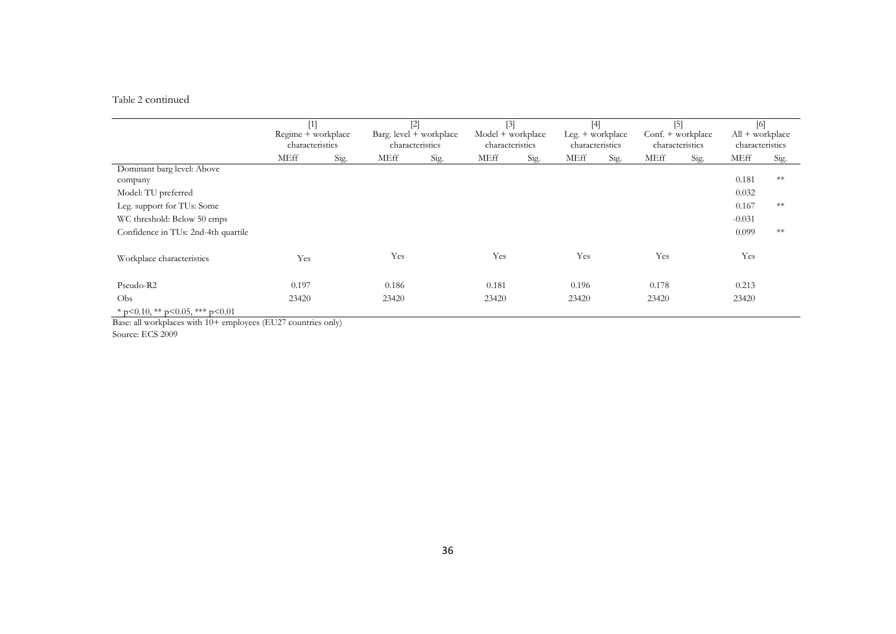Table 2 continued

| | [1] Regime + workplace characteristics | | [2] Barg. level + workplace characteristics | | [3] Model + workplace characteristics | | [4] Leg. + workplace characteristics | | [5] Conf. + workplace characteristics | | [6] All + workplace characteristics | |
|---|---|---|---|---|---|---|---|---|---|---|---|---|
| | MEff | Sig. | MEff | Sig. | MEff | Sig. | MEff | Sig. | MEff | Sig. | MEff | Sig. |
| Dominant barg level: Above company | | | | | | | | | | | 0.181 | ** |
| Model: TU preferred | | | | | | | | | | | 0.032 | |
| Leg. support for TUs: Some | | | | | | | | | | | 0.167 | ** |
| WC threshold: Below 50 emps | | | | | | | | | | | -0.031 | |
| Confidence in TUs: 2nd-4th quartile | | | | | | | | | | | 0.099 | ** |
| Workplace characteristics | Yes | | Yes | | Yes | | Yes | | Yes | | Yes | |
| Pseudo-R2 | 0.197 | | 0.186 | | 0.181 | | 0.196 | | 0.178 | | 0.213 | |
| Obs | 23420 | | 23420 | | 23420 | | 23420 | | 23420 | | 23420 | |

* p<0.10, ** p<0.05, *** p<0.01

Base: all workplaces with 10+ employees (EU27 countries only)

Source: ECS 2009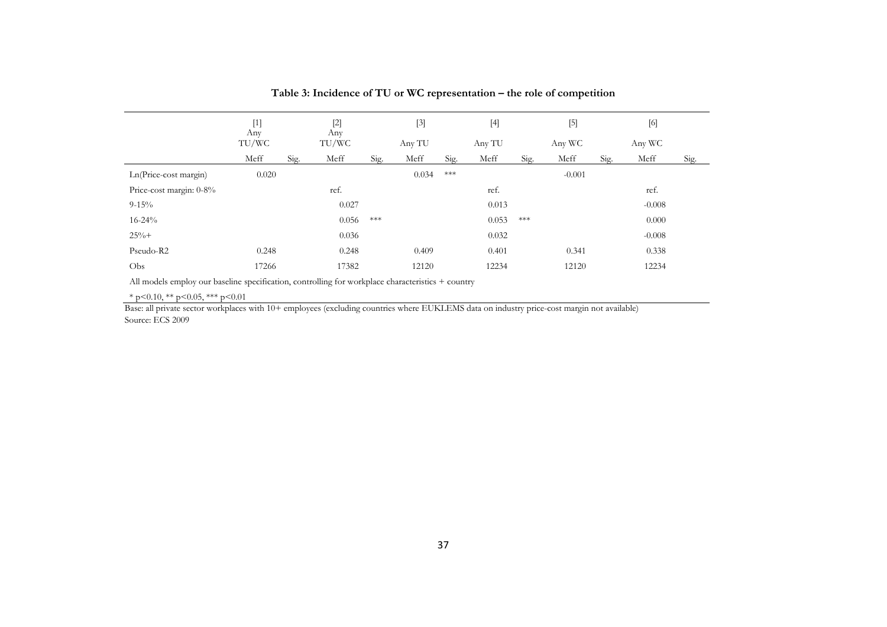**Table 3: Incidence of TU or WC representation – the role of competition**

| | [1] Any TU/WC | | [2] Any TU/WC | | [3] Any TU | | [4] Any TU | | [5] Any WC | | [6] Any WC | |
|---|---|---|---|---|---|---|---|---|---|---|---|---|
| | Meff | Sig. | Meff | Sig. | Meff | Sig. | Meff | Sig. | Meff | Sig. | Meff | Sig. |
| Ln(Price-cost margin) | 0.020 | | | | 0.034 | *** | | | -0.001 | | | |
| Price-cost margin: 0-8% | | | ref. | | | | ref. | | | | ref. | |
| 9-15% | | | 0.027 | | | | 0.013 | | | | -0.008 | |
| 16-24% | | | 0.056 | *** | | | 0.053 | *** | | | 0.000 | |
| 25%+ | | | 0.036 | | | | 0.032 | | | | -0.008 | |
| Pseudo-R2 | 0.248 | | 0.248 | | 0.409 | | 0.401 | | 0.341 | | 0.338 | |
| Obs | 17266 | | 17382 | | 12120 | | 12234 | | 12120 | | 12234 | |

All models employ our baseline specification, controlling for workplace characteristics + country

* $p<0.10$, ** $p<0.05$, *** $p<0.01$

Base: all private sector workplaces with 10+ employees (excluding countries where EUKLEMS data on industry price-cost margin not available)
Source: ECS 2009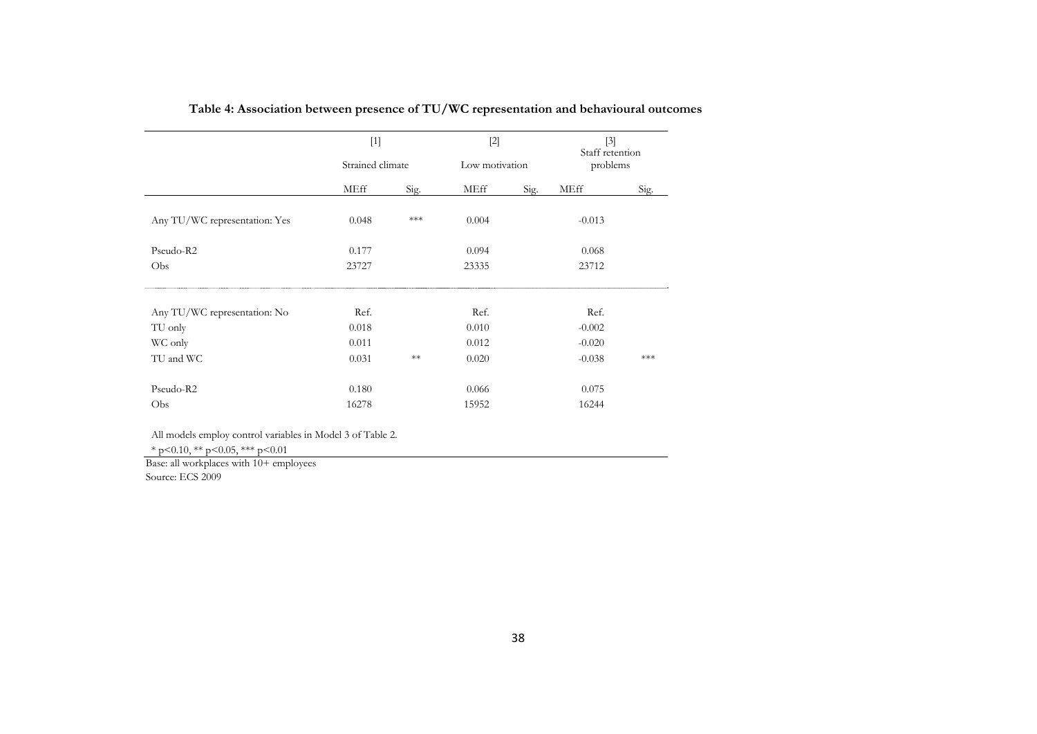**Table 4: Association between presence of TU/WC representation and behavioural outcomes**

| | [1] Strained climate | | [2] Low motivation | | [3] Staff retention problems | |
|---|---|---|---|---|---|---|
| | MEff | Sig. | MEff | Sig. | MEff | Sig. |
| Any TU/WC representation: Yes | 0.048 | *** | 0.004 | | -0.013 | |
| Pseudo-R2 | 0.177 | | 0.094 | | 0.068 | |
| Obs | 23727 | | 23335 | | 23712 | |
| Any TU/WC representation: No | Ref. | | Ref. | | Ref. | |
| TU only | 0.018 | | 0.010 | | -0.002 | |
| WC only | 0.011 | | 0.012 | | -0.020 | |
| TU and WC | 0.031 | ** | 0.020 | | -0.038 | *** |
| Pseudo-R2 | 0.180 | | 0.066 | | 0.075 | |
| Obs | 16278 | | 15952 | | 16244 | |

All models employ control variables in Model 3 of Table 2.

* p<0.10, ** p<0.05, *** p<0.01

Base: all workplaces with 10+ employees

Source: ECS 2009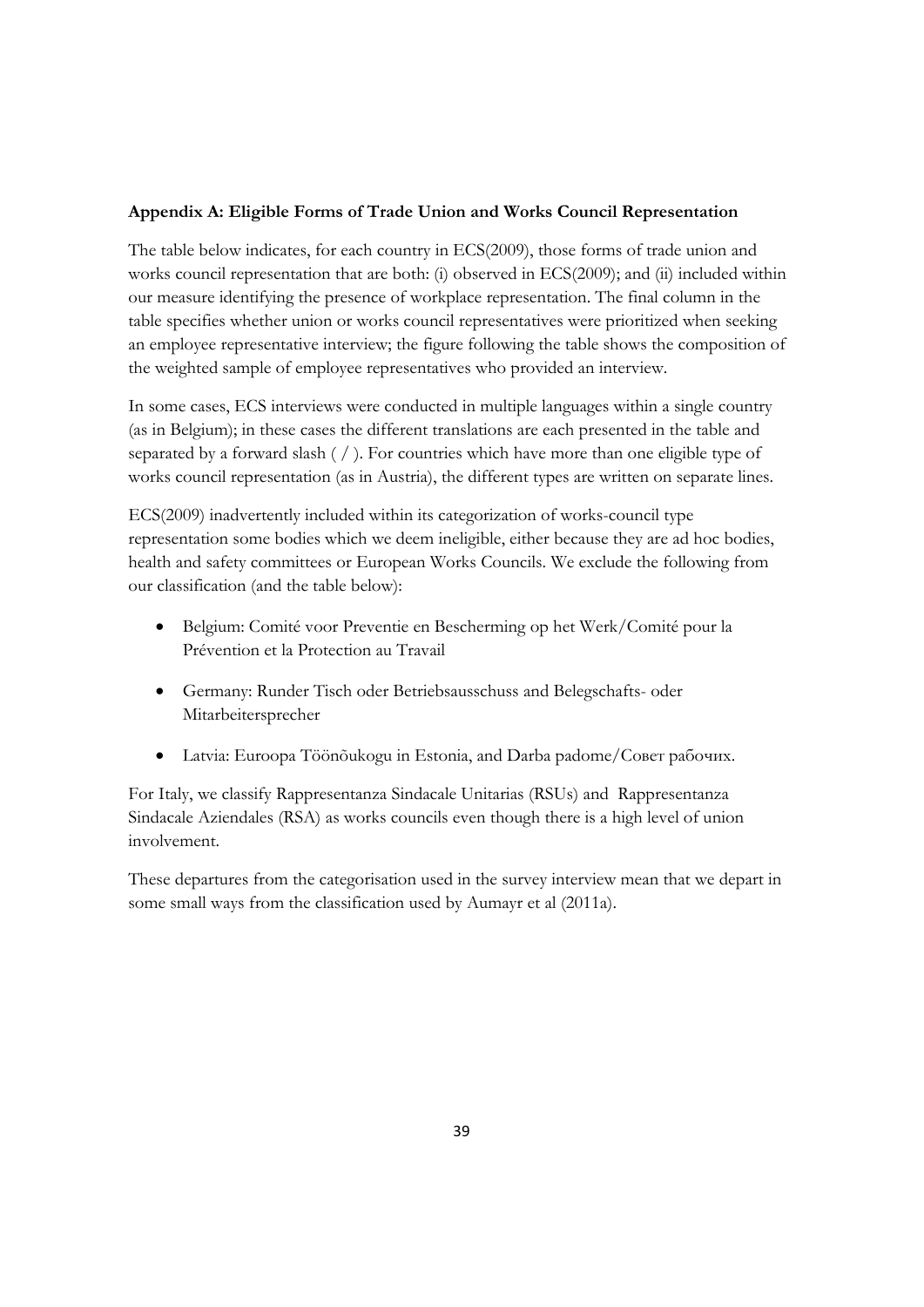**Appendix A: Eligible Forms of Trade Union and Works Council Representation**

The table below indicates, for each country in ECS(2009), those forms of trade union and works council representation that are both: (i) observed in ECS(2009); and (ii) included within our measure identifying the presence of workplace representation. The final column in the table specifies whether union or works council representatives were prioritized when seeking an employee representative interview; the figure following the table shows the composition of the weighted sample of employee representatives who provided an interview.

In some cases, ECS interviews were conducted in multiple languages within a single country (as in Belgium); in these cases the different translations are each presented in the table and separated by a forward slash ( / ). For countries which have more than one eligible type of works council representation (as in Austria), the different types are written on separate lines.

ECS(2009) inadvertently included within its categorization of works-council type representation some bodies which we deem ineligible, either because they are ad hoc bodies, health and safety committees or European Works Councils. We exclude the following from our classification (and the table below):

- Belgium: Comité voor Preventie en Bescherming op het Werk/Comité pour la Prévention et la Protection au Travail
- Germany: Runder Tisch oder Betriebsausschuss and Belegschafts- oder Mitarbeitersprecher
- Latvia: Euroopa Töönõukogu in Estonia, and Darba padome/Совет рабочих.

For Italy, we classify Rappresentanza Sindacale Unitarias (RSUs) and Rappresentanza Sindacale Aziendales (RSA) as works councils even though there is a high level of union involvement.

These departures from the categorisation used in the survey interview mean that we depart in some small ways from the classification used by Aumayr et al (2011a).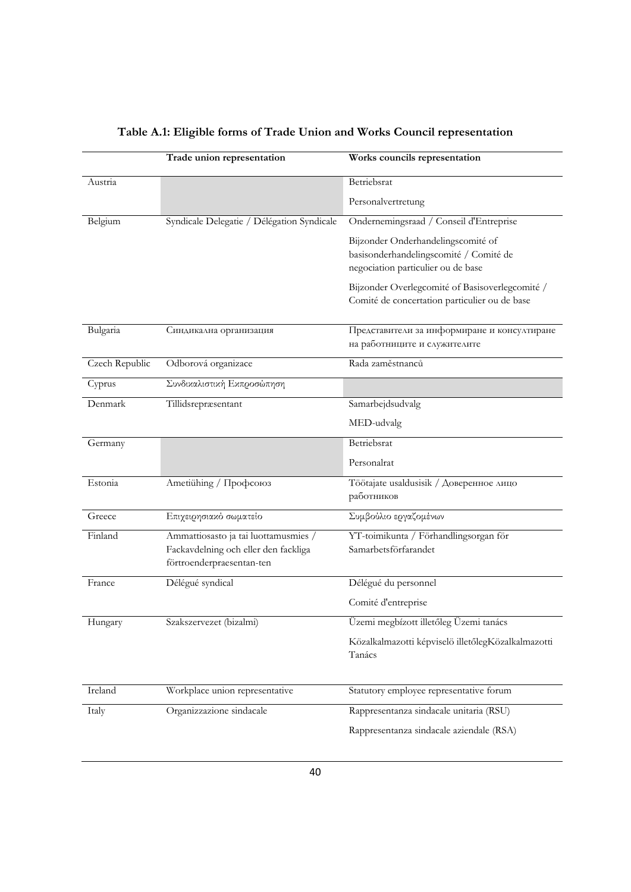**Table A.1: Eligible forms of Trade Union and Works Council representation**

| | Trade union representation | Works councils representation |
|---|---|---|
| Austria | | Betriebsrat |
| | | Personalvertretung |
| Belgium | Syndicale Delegatie / Délégation Syndicale | Ondernemingsraad / Conseil d'Entreprise |
| | | Bijzonder Onderhandelingscomité of basisonderhandelingscomité / Comité de negociation particulier ou de base |
| | | Bijzonder Overlegcomité of Basisoverlegcomité / Comité de concertation particulier ou de base |
| Bulgaria | Синдикална организация | Представители за информиране и консултиране на работниците и служителите |
| Czech Republic | Odborová organizace | Rada zaměstnanců |
| Cyprus | Συνδικαλιστική Εκπροσώπηση | |
| Denmark | Tillidsrepræsentant | Samarbejdsudvalg |
| | | MED-udvalg |
| Germany | | Betriebsrat |
| | | Personalrat |
| Estonia | Ametiühing / Профсоюз | Töötajate usaldusisik / Доверенное лицо работников |
| Greece | Επιχειρησιακό σωματείο | Συμβούλιο εργαζομένων |
| Finland | Ammattiosasto ja tai luottamusmies / Fackavdelning och eller den fackliga förtroenderpraesentan-ten | YT-toimikunta / Förhandlingsorgan för Samarbetsförfarandet |
| France | Délégué syndical | Délégué du personnel |
| | | Comité d'entreprise |
| Hungary | Szakszervezet (bizalmi) | Üzemi megbízott illetőleg Üzemi tanács |
| | | Közalkalmazotti képviselö illetőlegKözalkalmazotti Tanács |
| Ireland | Workplace union representative | Statutory employee representative forum |
| Italy | Organizzazione sindacale | Rappresentanza sindacale unitaria (RSU) |
| | | Rappresentanza sindacale aziendale (RSA) |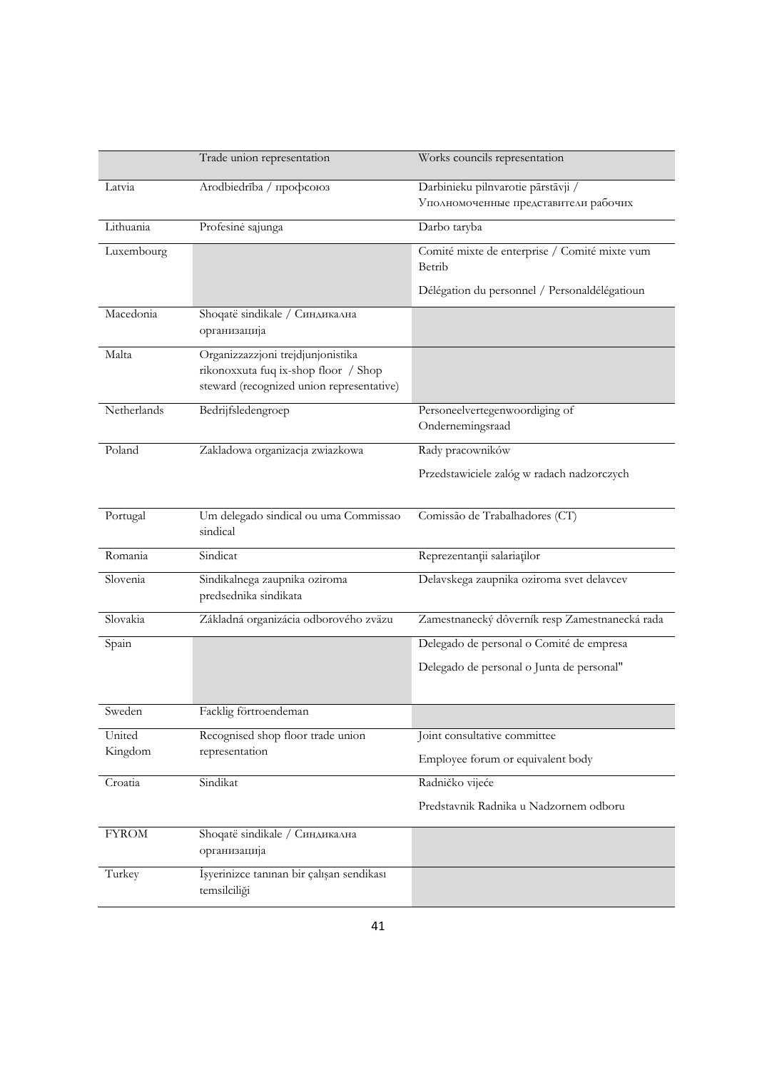| | Trade union representation | Works councils representation |
|---|---|---|
| Latvia | Arodbiedrība / профсоюз | Darbinieku pilnvarotie pārstāvji / Уполномоченные представители рабочих |
| Lithuania | Profesinė sąjunga | Darbo taryba |
| Luxembourg | | Comité mixte de enterprise / Comité mixte vum Betrib<br><br>Délégation du personnel / Personaldélégatioun |
| Macedonia | Shoqatë sindikale / Синдикална организација | |
| Malta | Organizzazzjoni trejdjunjonistika rikonoxxuta fuq ix-shop floor / Shop steward (recognized union representative) | |
| Netherlands | Bedrijfsledengroep | Personeelvertegenwoordiging of Ondernemingsraad |
| Poland | Zakladowa organizacja zwiazkowa | Rady pracowników<br><br>Przedstawiciele załóg w radach nadzorczych |
| Portugal | Um delegado sindical ou uma Commissao sindical | Comissão de Trabalhadores (CT) |
| Romania | Sindicat | Reprezentanţii salariaţilor |
| Slovenia | Sindikalnega zaupnika oziroma predsednika sindikata | Delavskega zaupnika oziroma svet delavcev |
| Slovakia | Základná organizácia odborového zväzu | Zamestnanecký dôverník resp Zamestnanecká rada |
| Spain | | Delegado de personal o Comité de empresa<br><br>Delegado de personal o Junta de personal" |
| Sweden | Facklig förtroendeman | |
| United Kingdom | Recognised shop floor trade union representation | Joint consultative committee<br><br>Employee forum or equivalent body |
| Croatia | Sindikat | Radničko vijeće<br><br>Predstavnik Radnika u Nadzornem odboru |
| FYROM | Shoqatë sindikale / Синдикална организација | |
| Turkey | İşyerinizce tanınan bir çalışan sendikası temsilciliği | |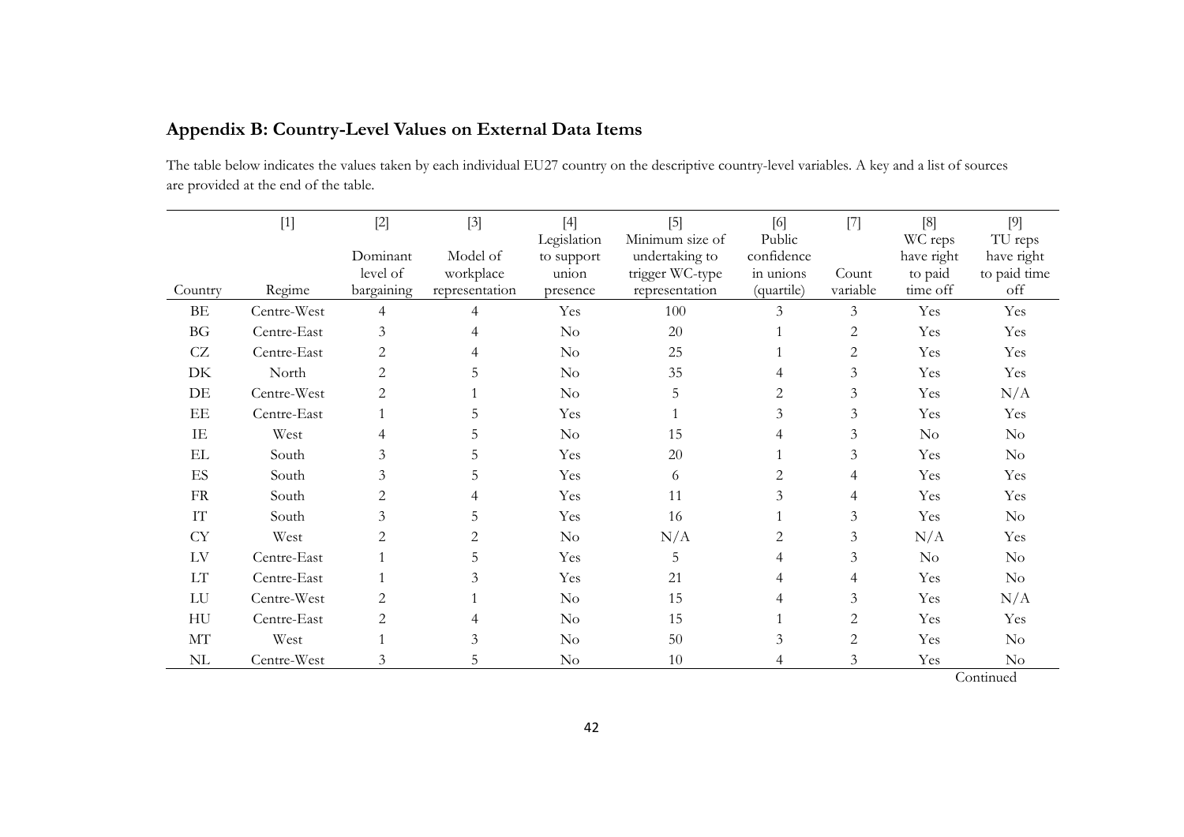## Appendix B: Country-Level Values on External Data Items

The table below indicates the values taken by each individual EU27 country on the descriptive country-level variables. A key and a list of sources are provided at the end of the table.

| Country | [1] Regime | [2] Dominant level of bargaining | [3] Model of workplace representation | [4] Legislation to support union presence | [5] Minimum size of undertaking to trigger WC-type representation | [6] Public confidence in unions (quartile) | [7] Count variable | [8] WC reps have right to paid time off | [9] TU reps have right to paid time off |
|---|---|---|---|---|---|---|---|---|---|
| BE | Centre-West | 4 | 4 | Yes | 100 | 3 | 3 | Yes | Yes |
| BG | Centre-East | 3 | 4 | No | 20 | 1 | 2 | Yes | Yes |
| CZ | Centre-East | 2 | 4 | No | 25 | 1 | 2 | Yes | Yes |
| DK | North | 2 | 5 | No | 35 | 4 | 3 | Yes | Yes |
| DE | Centre-West | 2 | 1 | No | 5 | 2 | 3 | Yes | N/A |
| EE | Centre-East | 1 | 5 | Yes | 1 | 3 | 3 | Yes | Yes |
| IE | West | 4 | 5 | No | 15 | 4 | 3 | No | No |
| EL | South | 3 | 5 | Yes | 20 | 1 | 3 | Yes | No |
| ES | South | 3 | 5 | Yes | 6 | 2 | 4 | Yes | Yes |
| FR | South | 2 | 4 | Yes | 11 | 3 | 4 | Yes | Yes |
| IT | South | 3 | 5 | Yes | 16 | 1 | 3 | Yes | No |
| CY | West | 2 | 2 | No | N/A | 2 | 3 | N/A | Yes |
| LV | Centre-East | 1 | 5 | Yes | 5 | 4 | 3 | No | No |
| LT | Centre-East | 1 | 3 | Yes | 21 | 4 | 4 | Yes | No |
| LU | Centre-West | 2 | 1 | No | 15 | 4 | 3 | Yes | N/A |
| HU | Centre-East | 2 | 4 | No | 15 | 1 | 2 | Yes | Yes |
| MT | West | 1 | 3 | No | 50 | 3 | 2 | Yes | No |
| NL | Centre-West | 3 | 5 | No | 10 | 4 | 3 | Yes | No |

Continued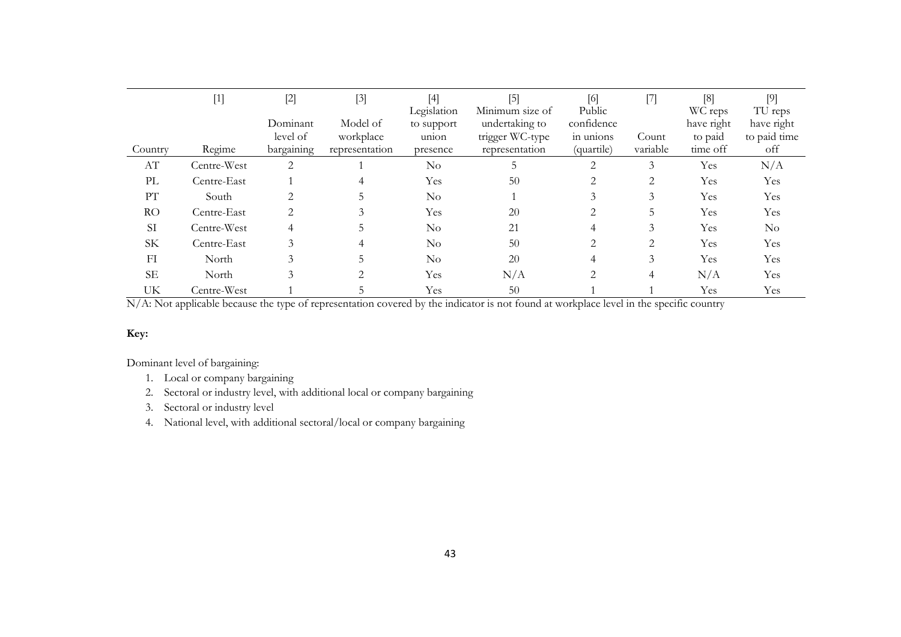| Country | [1] Regime | [2] Dominant level of bargaining | [3] Model of workplace representation | [4] Legislation to support union presence | [5] Minimum size of undertaking to trigger WC-type representation | [6] Public confidence in unions (quartile) | [7] Count variable | [8] WC reps have right to paid time off | [9] TU reps have right to paid time off |
|---|---|---|---|---|---|---|---|---|---|
| AT | Centre-West | 2 | 1 | No | 5 | 2 | 3 | Yes | N/A |
| PL | Centre-East | 1 | 4 | Yes | 50 | 2 | 2 | Yes | Yes |
| PT | South | 2 | 5 | No | 1 | 3 | 3 | Yes | Yes |
| RO | Centre-East | 2 | 3 | Yes | 20 | 2 | 5 | Yes | Yes |
| SI | Centre-West | 4 | 5 | No | 21 | 4 | 3 | Yes | No |
| SK | Centre-East | 3 | 4 | No | 50 | 2 | 2 | Yes | Yes |
| FI | North | 3 | 5 | No | 20 | 4 | 3 | Yes | Yes |
| SE | North | 3 | 2 | Yes | N/A | 2 | 4 | N/A | Yes |
| UK | Centre-West | 1 | 5 | Yes | 50 | 1 | 1 | Yes | Yes |

N/A: Not applicable because the type of representation covered by the indicator is not found at workplace level in the specific country

**Key:**

Dominant level of bargaining:

1. Local or company bargaining
2. Sectoral or industry level, with additional local or company bargaining
3. Sectoral or industry level
4. National level, with additional sectoral/local or company bargaining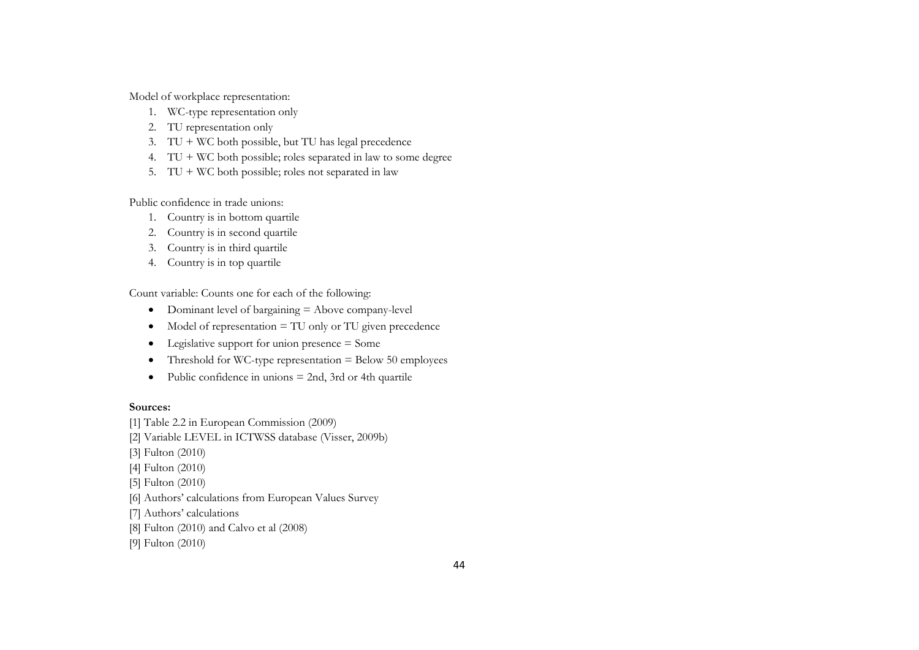Model of workplace representation:

1. WC-type representation only
2. TU representation only
3. TU + WC both possible, but TU has legal precedence
4. TU + WC both possible; roles separated in law to some degree
5. TU + WC both possible; roles not separated in law

Public confidence in trade unions:

1. Country is in bottom quartile
2. Country is in second quartile
3. Country is in third quartile
4. Country is in top quartile

Count variable: Counts one for each of the following:

- Dominant level of bargaining = Above company-level
- Model of representation = TU only or TU given precedence
- Legislative support for union presence = Some
- Threshold for WC-type representation = Below 50 employees
- Public confidence in unions = 2nd, 3rd or 4th quartile

**Sources:**

[1] Table 2.2 in European Commission (2009)
[2] Variable LEVEL in ICTWSS database (Visser, 2009b)
[3] Fulton (2010)
[4] Fulton (2010)
[5] Fulton (2010)
[6] Authors' calculations from European Values Survey
[7] Authors' calculations
[8] Fulton (2010) and Calvo et al (2008)
[9] Fulton (2010)